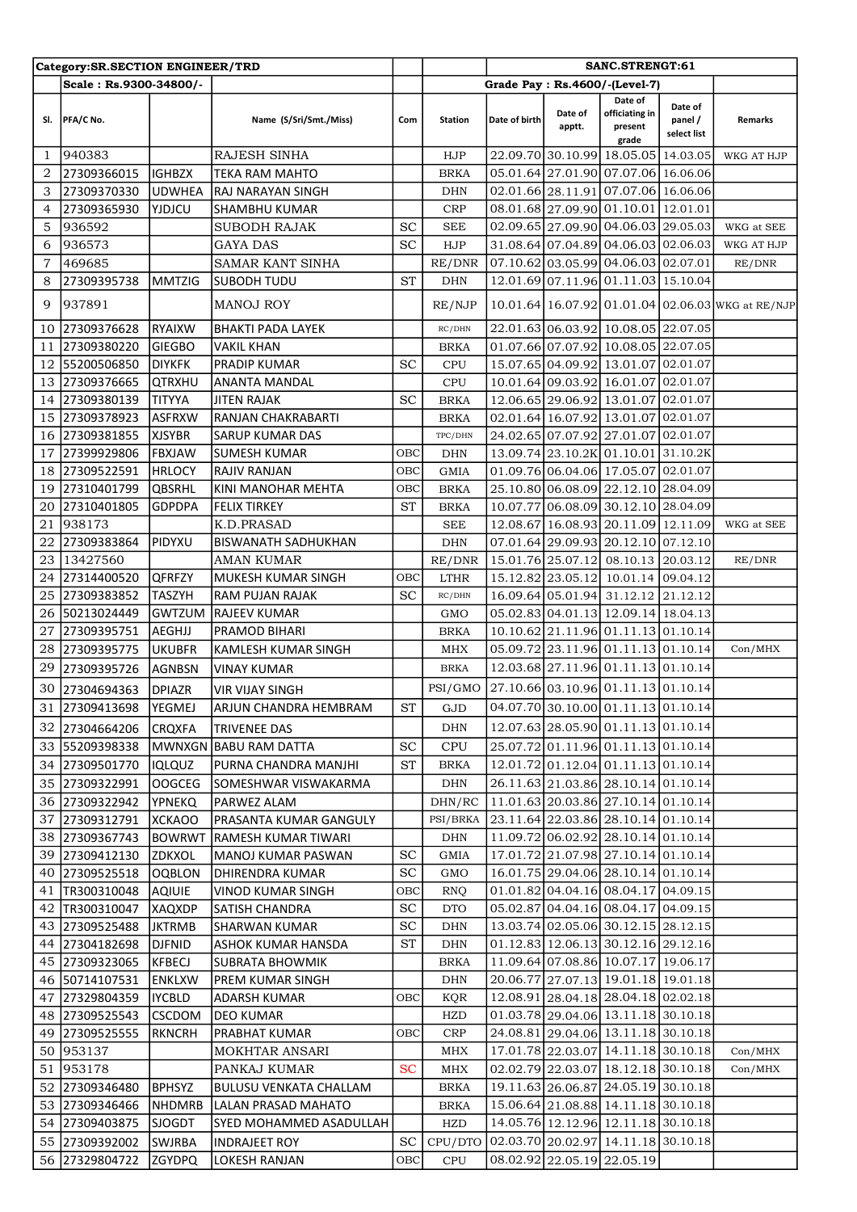| Category:SR.SECTION ENGINEER/TRD | | | | | | SANC.STRENGT:61 | | | | |
|---|---|---|---|---|---|---|---|---|---|---|
| Scale : Rs.9300-34800/- | | | | | Grade Pay : Rs.4600/-(Level-7) | | | | | |
| Sl. | PFA/C No. | | Name (S/Sri/Smt./Miss) | Com | Station | Date of birth | Date of apptt. | Date of officiating in present grade | Date of panel / select list | Remarks |
| 1 | 940383 | | RAJESH SINHA | | HJP | 22.09.70 | 30.10.99 | 18.05.05 | 14.03.05 | WKG AT HJP |
| 2 | 27309366015 | IGHBZX | TEKA RAM MAHTO | | BRKA | 05.01.64 | 27.01.90 | 07.07.06 | 16.06.06 | |
| 3 | 27309370330 | UDWHEA | RAJ NARAYAN SINGH | | DHN | 02.01.66 | 28.11.91 | 07.07.06 | 16.06.06 | |
| 4 | 27309365930 | YJDJCU | SHAMBHU KUMAR | | CRP | 08.01.68 | 27.09.90 | 01.10.01 | 12.01.01 | |
| 5 | 936592 | | SUBODH RAJAK | SC | SEE | 02.09.65 | 27.09.90 | 04.06.03 | 29.05.03 | WKG at SEE |
| 6 | 936573 | | GAYA DAS | SC | HJP | 31.08.64 | 07.04.89 | 04.06.03 | 02.06.03 | WKG AT HJP |
| 7 | 469685 | | SAMAR KANT SINHA | | RE/DNR | 07.10.62 | 03.05.99 | 04.06.03 | 02.07.01 | RE/DNR |
| 8 | 27309395738 | MMTZIG | SUBODH TUDU | ST | DHN | 12.01.69 | 07.11.96 | 01.11.03 | 15.10.04 | |
| 9 | 937891 | | MANOJ ROY | | RE/NJP | 10.01.64 | 16.07.92 | 01.01.04 | 02.06.03 | WKG at RE/NJP |
| 10 | 27309376628 | RYAIXW | BHAKTI PADA LAYEK | | RC/DHN | 22.01.63 | 06.03.92 | 10.08.05 | 22.07.05 | |
| 11 | 27309380220 | GIEGBO | VAKIL KHAN | | BRKA | 01.07.66 | 07.07.92 | 10.08.05 | 22.07.05 | |
| 12 | 55200506850 | DIYKFK | PRADIP KUMAR | SC | CPU | 15.07.65 | 04.09.92 | 13.01.07 | 02.01.07 | |
| 13 | 27309376665 | QTRXHU | ANANTA MANDAL | | CPU | 10.01.64 | 09.03.92 | 16.01.07 | 02.01.07 | |
| 14 | 27309380139 | TITYYA | JITEN RAJAK | SC | BRKA | 12.06.65 | 29.06.92 | 13.01.07 | 02.01.07 | |
| 15 | 27309378923 | ASFRXW | RANJAN CHAKRABARTI | | BRKA | 02.01.64 | 16.07.92 | 13.01.07 | 02.01.07 | |
| 16 | 27309381855 | XJSYBR | SARUP KUMAR DAS | | TPC/DHN | 24.02.65 | 07.07.92 | 27.01.07 | 02.01.07 | |
| 17 | 27399929806 | FBXJAW | SUMESH KUMAR | OBC | DHN | 13.09.74 | 23.10.2K | 01.10.01 | 31.10.2K | |
| 18 | 27309522591 | HRLOCY | RAJIV RANJAN | OBC | GMIA | 01.09.76 | 06.04.06 | 17.05.07 | 02.01.07 | |
| 19 | 27310401799 | QBSRHL | KINI MANOHAR MEHTA | OBC | BRKA | 25.10.80 | 06.08.09 | 22.12.10 | 28.04.09 | |
| 20 | 27310401805 | GDPDPA | FELIX TIRKEY | ST | BRKA | 10.07.77 | 06.08.09 | 30.12.10 | 28.04.09 | |
| 21 | 938173 | | K.D.PRASAD | | SEE | 12.08.67 | 16.08.93 | 20.11.09 | 12.11.09 | WKG at SEE |
| 22 | 27309383864 | PIDYXU | BISWANATH SADHUKHAN | | DHN | 07.01.64 | 29.09.93 | 20.12.10 | 07.12.10 | |
| 23 | 13427560 | | AMAN KUMAR | | RE/DNR | 15.01.76 | 25.07.12 | 08.10.13 | 20.03.12 | RE/DNR |
| 24 | 27314400520 | QFRFZY | MUKESH KUMAR SINGH | OBC | LTHR | 15.12.82 | 23.05.12 | 10.01.14 | 09.04.12 | |
| 25 | 27309383852 | TASZYH | RAM PUJAN RAJAK | SC | RC/DHN | 16.09.64 | 05.01.94 | 31.12.12 | 21.12.12 | |
| 26 | 50213024449 | GWTZUM | RAJEEV KUMAR | | GMO | 05.02.83 | 04.01.13 | 12.09.14 | 18.04.13 | |
| 27 | 27309395751 | AEGHJJ | PRAMOD BIHARI | | BRKA | 10.10.62 | 21.11.96 | 01.11.13 | 01.10.14 | |
| 28 | 27309395775 | UKUBFR | KAMLESH KUMAR SINGH | | MHX | 05.09.72 | 23.11.96 | 01.11.13 | 01.10.14 | Con/MHX |
| 29 | 27309395726 | AGNBSN | VINAY KUMAR | | BRKA | 12.03.68 | 27.11.96 | 01.11.13 | 01.10.14 | |
| 30 | 27304694363 | DPIAZR | VIR VIJAY SINGH | | PSI/GMO | 27.10.66 | 03.10.96 | 01.11.13 | 01.10.14 | |
| 31 | 27309413698 | YEGMEJ | ARJUN CHANDRA HEMBRAM | ST | GJD | 04.07.70 | 30.10.00 | 01.11.13 | 01.10.14 | |
| 32 | 27304664206 | CRQXFA | TRIVENEE DAS | | DHN | 12.07.63 | 28.05.90 | 01.11.13 | 01.10.14 | |
| 33 | 55209398338 | MWNXGN | BABU RAM DATTA | SC | CPU | 25.07.72 | 01.11.96 | 01.11.13 | 01.10.14 | |
| 34 | 27309501770 | IQLQUZ | PURNA CHANDRA MANJHI | ST | BRKA | 12.01.72 | 01.12.04 | 01.11.13 | 01.10.14 | |
| 35 | 27309322991 | OOGCEG | SOMESHWAR VISWAKARMA | | DHN | 26.11.63 | 21.03.86 | 28.10.14 | 01.10.14 | |
| 36 | 27309322942 | YPNEKQ | PARWEZ ALAM | | DHN/RC | 11.01.63 | 20.03.86 | 27.10.14 | 01.10.14 | |
| 37 | 27309312791 | XCKAOO | PRASANTA KUMAR GANGULY | | PSI/BRKA | 23.11.64 | 22.03.86 | 28.10.14 | 01.10.14 | |
| 38 | 27309367743 | BOWRWT | RAMESH KUMAR TIWARI | | DHN | 11.09.72 | 06.02.92 | 28.10.14 | 01.10.14 | |
| 39 | 27309412130 | ZDKXOL | MANOJ KUMAR PASWAN | SC | GMIA | 17.01.72 | 21.07.98 | 27.10.14 | 01.10.14 | |
| 40 | 27309525518 | OQBLON | DHIRENDRA KUMAR | SC | GMO | 16.01.75 | 29.04.06 | 28.10.14 | 01.10.14 | |
| 41 | TR300310048 | AQIUIE | VINOD KUMAR SINGH | OBC | RNQ | 01.01.82 | 04.04.16 | 08.04.17 | 04.09.15 | |
| 42 | TR300310047 | XAQXDP | SATISH CHANDRA | SC | DTO | 05.02.87 | 04.04.16 | 08.04.17 | 04.09.15 | |
| 43 | 27309525488 | JKTRMB | SHARWAN KUMAR | SC | DHN | 13.03.74 | 02.05.06 | 30.12.15 | 28.12.15 | |
| 44 | 27304182698 | DJFNID | ASHOK KUMAR HANSDA | ST | DHN | 01.12.83 | 12.06.13 | 30.12.16 | 29.12.16 | |
| 45 | 27309323065 | KFBECJ | SUBRATA BHOWMIK | | BRKA | 11.09.64 | 07.08.86 | 10.07.17 | 19.06.17 | |
| 46 | 50714107531 | ENKLXW | PREM KUMAR SINGH | | DHN | 20.06.77 | 27.07.13 | 19.01.18 | 19.01.18 | |
| 47 | 27329804359 | IYCBLD | ADARSH KUMAR | OBC | KQR | 12.08.91 | 28.04.18 | 28.04.18 | 02.02.18 | |
| 48 | 27309525543 | CSCDOM | DEO KUMAR | | HZD | 01.03.78 | 29.04.06 | 13.11.18 | 30.10.18 | |
| 49 | 27309525555 | RKNCRH | PRABHAT KUMAR | OBC | CRP | 24.08.81 | 29.04.06 | 13.11.18 | 30.10.18 | |
| 50 | 953137 | | MOKHTAR ANSARI | | MHX | 17.01.78 | 22.03.07 | 14.11.18 | 30.10.18 | Con/MHX |
| 51 | 953178 | | PANKAJ KUMAR | SC | MHX | 02.02.79 | 22.03.07 | 18.12.18 | 30.10.18 | Con/MHX |
| 52 | 27309346480 | BPHSYZ | BULUSU VENKATA CHALLAM | | BRKA | 19.11.63 | 26.06.87 | 24.05.19 | 30.10.18 | |
| 53 | 27309346466 | NHDMRB | LALAN PRASAD MAHATO | | BRKA | 15.06.64 | 21.08.88 | 14.11.18 | 30.10.18 | |
| 54 | 27309403875 | SJOGDT | SYED MOHAMMED ASADULLAH | | HZD | 14.05.76 | 12.12.96 | 12.11.18 | 30.10.18 | |
| 55 | 27309392002 | SWJRBA | INDRAJEET ROY | SC | CPU/DTO | 02.03.70 | 20.02.97 | 14.11.18 | 30.10.18 | |
| 56 | 27329804722 | ZGYDPQ | LOKESH RANJAN | OBC | CPU | 08.02.92 | 22.05.19 | 22.05.19 | | |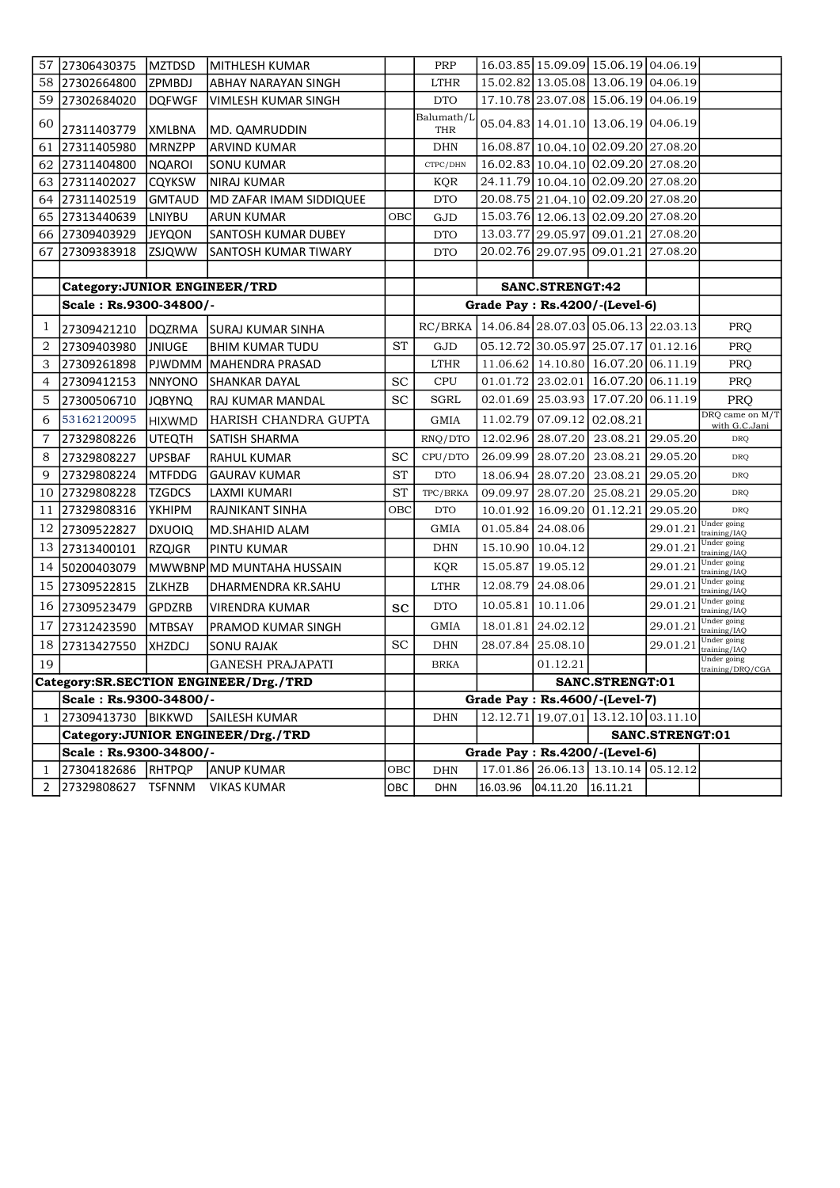| | | | | | | | | | | |
|---|---|---|---|---|---|---|---|---|---|---|
| 57 | 27306430375 | MZTDSD | MITHLESH KUMAR | | PRP | 16.03.85 | 15.09.09 | 15.06.19 | 04.06.19 | |
| 58 | 27302664800 | ZPMBDJ | ABHAY NARAYAN SINGH | | LTHR | 15.02.82 | 13.05.08 | 13.06.19 | 04.06.19 | |
| 59 | 27302684020 | DQFWGF | VIMLESH KUMAR SINGH | | DTO | 17.10.78 | 23.07.08 | 15.06.19 | 04.06.19 | |
| 60 | 27311403779 | XMLBNA | MD. QAMRUDDIN | | Balumath/L THR | 05.04.83 | 14.01.10 | 13.06.19 | 04.06.19 | |
| 61 | 27311405980 | MRNZPP | ARVIND KUMAR | | DHN | 16.08.87 | 10.04.10 | 02.09.20 | 27.08.20 | |
| 62 | 27311404800 | NQAROI | SONU KUMAR | | CTPC/DHN | 16.02.83 | 10.04.10 | 02.09.20 | 27.08.20 | |
| 63 | 27311402027 | CQYKSW | NIRAJ KUMAR | | KQR | 24.11.79 | 10.04.10 | 02.09.20 | 27.08.20 | |
| 64 | 27311402519 | GMTAUD | MD ZAFAR IMAM SIDDIQUEE | | DTO | 20.08.75 | 21.04.10 | 02.09.20 | 27.08.20 | |
| 65 | 27313440639 | LNIYBU | ARUN KUMAR | OBC | GJD | 15.03.76 | 12.06.13 | 02.09.20 | 27.08.20 | |
| 66 | 27309403929 | JEYQON | SANTOSH KUMAR DUBEY | | DTO | 13.03.77 | 29.05.97 | 09.01.21 | 27.08.20 | |
| 67 | 27309383918 | ZSJQWW | SANTOSH KUMAR TIWARY | | DTO | 20.02.76 | 29.07.95 | 09.01.21 | 27.08.20 | |
| | | | | | | | | | | |
| | **Category:JUNIOR ENGINEER/TRD** | | | | | **SANC.STRENGT:42** | | | | |
| | **Scale : Rs.9300-34800/-** | | | | | **Grade Pay : Rs.4200/-(Level-6)** | | | | |
| 1 | 27309421210 | DQZRMA | SURAJ KUMAR SINHA | | RC/BRKA | 14.06.84 | 28.07.03 | 05.06.13 | 22.03.13 | PRQ |
| 2 | 27309403980 | JNIUGE | BHIM KUMAR TUDU | ST | GJD | 05.12.72 | 30.05.97 | 25.07.17 | 01.12.16 | PRQ |
| 3 | 27309261898 | PJWDMM | MAHENDRA PRASAD | | LTHR | 11.06.62 | 14.10.80 | 16.07.20 | 06.11.19 | PRQ |
| 4 | 27309412153 | NNYONO | SHANKAR DAYAL | SC | CPU | 01.01.72 | 23.02.01 | 16.07.20 | 06.11.19 | PRQ |
| 5 | 27300506710 | JQBYNQ | RAJ KUMAR MANDAL | SC | SGRL | 02.01.69 | 25.03.93 | 17.07.20 | 06.11.19 | PRQ |
| 6 | 53162120095 | HIXWMD | HARISH CHANDRA GUPTA | | GMIA | 11.02.79 | 07.09.12 | 02.08.21 | | DRQ came on M/T with G.C.Jani |
| 7 | 27329808226 | UTEQTH | SATISH SHARMA | | RNQ/DTO | 12.02.96 | 28.07.20 | 23.08.21 | 29.05.20 | DRQ |
| 8 | 27329808227 | UPSBAF | RAHUL KUMAR | SC | CPU/DTO | 26.09.99 | 28.07.20 | 23.08.21 | 29.05.20 | DRQ |
| 9 | 27329808224 | MTFDDG | GAURAV KUMAR | ST | DTO | 18.06.94 | 28.07.20 | 23.08.21 | 29.05.20 | DRQ |
| 10 | 27329808228 | TZGDCS | LAXMI KUMARI | ST | TPC/BRKA | 09.09.97 | 28.07.20 | 25.08.21 | 29.05.20 | DRQ |
| 11 | 27329808316 | YKHIPM | RAJNIKANT SINHA | OBC | DTO | 10.01.92 | 16.09.20 | 01.12.21 | 29.05.20 | DRQ |
| 12 | 27309522827 | DXUOIQ | MD.SHAHID ALAM | | GMIA | 01.05.84 | 24.08.06 | | 29.01.21 | Under going training/IAQ |
| 13 | 27313400101 | RZQJGR | PINTU KUMAR | | DHN | 15.10.90 | 10.04.12 | | 29.01.21 | Under going training/IAQ |
| 14 | 50200403079 | MWWBNP | MD MUNTAHA HUSSAIN | | KQR | 15.05.87 | 19.05.12 | | 29.01.21 | Under going training/IAQ |
| 15 | 27309522815 | ZLKHZB | DHARMENDRA KR.SAHU | | LTHR | 12.08.79 | 24.08.06 | | 29.01.21 | Under going training/IAQ |
| 16 | 27309523479 | GPDZRB | VIRENDRA KUMAR | SC | DTO | 10.05.81 | 10.11.06 | | 29.01.21 | Under going training/IAQ |
| 17 | 27312423590 | MTBSAY | PRAMOD KUMAR SINGH | | GMIA | 18.01.81 | 24.02.12 | | 29.01.21 | Under going training/IAQ |
| 18 | 27313427550 | XHZDCJ | SONU RAJAK | SC | DHN | 28.07.84 | 25.08.10 | | 29.01.21 | Under going training/IAQ |
| 19 | | | GANESH PRAJAPATI | | BRKA | | 01.12.21 | | | Under going training/DRQ/CGA |
| **Category:SR.SECTION ENGINEER/Drg./TRD** | | | | | | | **SANC.STRENGT:01** | | | |
| | **Scale : Rs.9300-34800/-** | | | | | **Grade Pay : Rs.4600/-(Level-7)** | | | | |
| 1 | 27309413730 | BIKKWD | SAILESH KUMAR | | DHN | 12.12.71 | 19.07.01 | 13.12.10 | 03.11.10 | |
| | **Category:JUNIOR ENGINEER/Drg./TRD** | | | | | | | **SANC.STRENGT:01** | | |
| | **Scale : Rs.9300-34800/-** | | | | | **Grade Pay : Rs.4200/-(Level-6)** | | | | |
| 1 | 27304182686 | RHTPQP | ANUP KUMAR | OBC | DHN | 17.01.86 | 26.06.13 | 13.10.14 | 05.12.12 | |
| 2 | 27329808627 | TSFNNM | VIKAS KUMAR | OBC | DHN | 16.03.96 | 04.11.20 | 16.11.21 | | |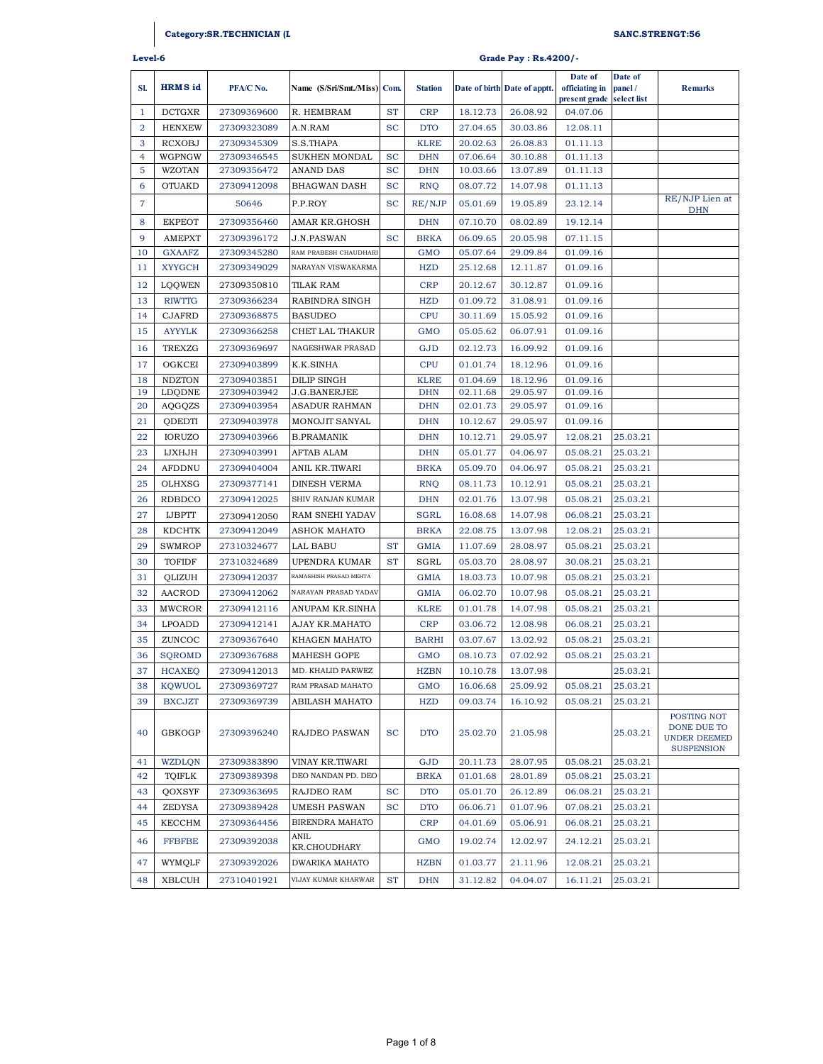**Category:SR.TECHNICIAN (L** **SANC.STRENGT:56**

**Level-6** **Grade Pay : Rs.4200/-**

| Sl. | HRMS id | PFA/C No. | Name (S/Sri/Smt./Miss) | Com. | Station | Date of birth | Date of apptt. | Date of officiating in present grade | Date of panel / select list | Remarks |
|---|---|---|---|---|---|---|---|---|---|---|
| 1 | DCTGXR | 27309369600 | R. HEMBRAM | ST | CRP | 18.12.73 | 26.08.92 | 04.07.06 | | |
| 2 | HENXEW | 27309323089 | A.N.RAM | SC | DTO | 27.04.65 | 30.03.86 | 12.08.11 | | |
| 3 | RCXOBJ | 27309345309 | S.S.THAPA | | KLRE | 20.02.63 | 26.08.83 | 01.11.13 | | |
| 4 | WGPNGW | 27309346545 | SUKHEN MONDAL | SC | DHN | 07.06.64 | 30.10.88 | 01.11.13 | | |
| 5 | WZOTAN | 27309356472 | ANAND DAS | SC | DHN | 10.03.66 | 13.07.89 | 01.11.13 | | |
| 6 | OTUAKD | 27309412098 | BHAGWAN DASH | SC | RNQ | 08.07.72 | 14.07.98 | 01.11.13 | | |
| 7 | | 50646 | P.P.ROY | SC | RE/NJP | 05.01.69 | 19.05.89 | 23.12.14 | | RE/NJP Lien at DHN |
| 8 | EKPEOT | 27309356460 | AMAR KR.GHOSH | | DHN | 07.10.70 | 08.02.89 | 19.12.14 | | |
| 9 | AMEPXT | 27309396172 | J.N.PASWAN | SC | BRKA | 06.09.65 | 20.05.98 | 07.11.15 | | |
| 10 | GXAAFZ | 27309345280 | RAM PRABESH CHAUDHARI | | GMO | 05.07.64 | 29.09.84 | 01.09.16 | | |
| 11 | XYYGCH | 27309349029 | NARAYAN VISWAKARMA | | HZD | 25.12.68 | 12.11.87 | 01.09.16 | | |
| 12 | LQQWEN | 27309350810 | TILAK RAM | | CRP | 20.12.67 | 30.12.87 | 01.09.16 | | |
| 13 | RIWTTG | 27309366234 | RABINDRA SINGH | | HZD | 01.09.72 | 31.08.91 | 01.09.16 | | |
| 14 | CJAFRD | 27309368875 | BASUDEO | | CPU | 30.11.69 | 15.05.92 | 01.09.16 | | |
| 15 | AYYYLK | 27309366258 | CHET LAL THAKUR | | GMO | 05.05.62 | 06.07.91 | 01.09.16 | | |
| 16 | TREXZG | 27309369697 | NAGESHWAR PRASAD | | GJD | 02.12.73 | 16.09.92 | 01.09.16 | | |
| 17 | OGKCEI | 27309403899 | K.K.SINHA | | CPU | 01.01.74 | 18.12.96 | 01.09.16 | | |
| 18 | NDZTON | 27309403851 | DILIP SINGH | | KLRE | 01.04.69 | 18.12.96 | 01.09.16 | | |
| 19 | LDQDNE | 27309403942 | J.G.BANERJEE | | DHN | 02.11.68 | 29.05.97 | 01.09.16 | | |
| 20 | AQGQZS | 27309403954 | ASADUR RAHMAN | | DHN | 02.01.73 | 29.05.97 | 01.09.16 | | |
| 21 | QDEDTI | 27309403978 | MONOJIT SANYAL | | DHN | 10.12.67 | 29.05.97 | 01.09.16 | | |
| 22 | IORUZO | 27309403966 | B.PRAMANIK | | DHN | 10.12.71 | 29.05.97 | 12.08.21 | 25.03.21 | |
| 23 | IJXHJH | 27309403991 | AFTAB ALAM | | DHN | 05.01.77 | 04.06.97 | 05.08.21 | 25.03.21 | |
| 24 | AFDDNU | 27309404004 | ANIL KR.TIWARI | | BRKA | 05.09.70 | 04.06.97 | 05.08.21 | 25.03.21 | |
| 25 | OLHXSG | 27309377141 | DINESH VERMA | | RNQ | 08.11.73 | 10.12.91 | 05.08.21 | 25.03.21 | |
| 26 | RDBDCO | 27309412025 | SHIV RANJAN KUMAR | | DHN | 02.01.76 | 13.07.98 | 05.08.21 | 25.03.21 | |
| 27 | IJBPTT | 27309412050 | RAM SNEHI YADAV | | SGRL | 16.08.68 | 14.07.98 | 06.08.21 | 25.03.21 | |
| 28 | KDCHTK | 27309412049 | ASHOK MAHATO | | BRKA | 22.08.75 | 13.07.98 | 12.08.21 | 25.03.21 | |
| 29 | SWMROP | 27310324677 | LAL BABU | ST | GMIA | 11.07.69 | 28.08.97 | 05.08.21 | 25.03.21 | |
| 30 | TOFIDF | 27310324689 | UPENDRA KUMAR | ST | SGRL | 05.03.70 | 28.08.97 | 30.08.21 | 25.03.21 | |
| 31 | QLIZUH | 27309412037 | RAMASHISH PRASAD MEHTA | | GMIA | 18.03.73 | 10.07.98 | 05.08.21 | 25.03.21 | |
| 32 | AACROD | 27309412062 | NARAYAN PRASAD YADAV | | GMIA | 06.02.70 | 10.07.98 | 05.08.21 | 25.03.21 | |
| 33 | MWCROR | 27309412116 | ANUPAM KR.SINHA | | KLRE | 01.01.78 | 14.07.98 | 05.08.21 | 25.03.21 | |
| 34 | LPOADD | 27309412141 | AJAY KR.MAHATO | | CRP | 03.06.72 | 12.08.98 | 06.08.21 | 25.03.21 | |
| 35 | ZUNCOC | 27309367640 | KHAGEN MAHATO | | BARHI | 03.07.67 | 13.02.92 | 05.08.21 | 25.03.21 | |
| 36 | SQROMD | 27309367688 | MAHESH GOPE | | GMO | 08.10.73 | 07.02.92 | 05.08.21 | 25.03.21 | |
| 37 | HCAXEQ | 27309412013 | MD. KHALID PARWEZ | | HZBN | 10.10.78 | 13.07.98 | | 25.03.21 | |
| 38 | KQWUOL | 27309369727 | RAM PRASAD MAHATO | | GMO | 16.06.68 | 25.09.92 | 05.08.21 | 25.03.21 | |
| 39 | BXCJZT | 27309369739 | ABILASH MAHATO | | HZD | 09.03.74 | 16.10.92 | 05.08.21 | 25.03.21 | |
| 40 | GBKOGP | 27309396240 | RAJDEO PASWAN | SC | DTO | 25.02.70 | 21.05.98 | | 25.03.21 | POSTING NOT DONE DUE TO UNDER DEEMED SUSPENSION |
| 41 | WZDLQN | 27309383890 | VINAY KR.TIWARI | | GJD | 20.11.73 | 28.07.95 | 05.08.21 | 25.03.21 | |
| 42 | TQIFLK | 27309389398 | DEO NANDAN PD. DEO | | BRKA | 01.01.68 | 28.01.89 | 05.08.21 | 25.03.21 | |
| 43 | QOXSYF | 27309363695 | RAJDEO RAM | SC | DTO | 05.01.70 | 26.12.89 | 06.08.21 | 25.03.21 | |
| 44 | ZEDYSA | 27309389428 | UMESH PASWAN | SC | DTO | 06.06.71 | 01.07.96 | 07.08.21 | 25.03.21 | |
| 45 | KECCHM | 27309364456 | BIRENDRA MAHATO | | CRP | 04.01.69 | 05.06.91 | 06.08.21 | 25.03.21 | |
| 46 | FFBFBE | 27309392038 | ANIL KR.CHOUDHARY | | GMO | 19.02.74 | 12.02.97 | 24.12.21 | 25.03.21 | |
| 47 | WYMQLF | 27309392026 | DWARIKA MAHATO | | HZBN | 01.03.77 | 21.11.96 | 12.08.21 | 25.03.21 | |
| 48 | XBLCUH | 27310401921 | VIJAY KUMAR KHARWAR | ST | DHN | 31.12.82 | 04.04.07 | 16.11.21 | 25.03.21 | |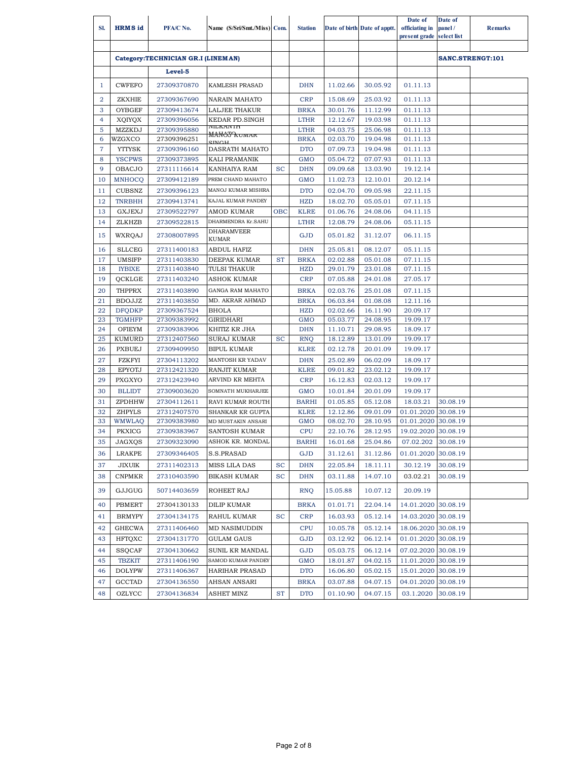| Sl. | HRMS id | PFA/C No. | Name (S/Sri/Smt./Miss) | Com. | Station | Date of birth | Date of apptt. | Date of officiating in present grade | Date of panel / select list | Remarks |
|---|---|---|---|---|---|---|---|---|---|---|
| | | | | | | | | | | |
| | Category:TECHNICIAN GR.I (LINEMAN) | | | | | | | | SANC.STRENGT:101 | |
| | | Level-5 | | | | | | | | |
| 1 | CWFEFO | 27309370870 | KAMLESH PRASAD | | DHN | 11.02.66 | 30.05.92 | 01.11.13 | | |
| 2 | ZKXHIE | 27309367690 | NARAIN MAHATO | | CRP | 15.08.69 | 25.03.92 | 01.11.13 | | |
| 3 | OYBGEF | 27309413674 | LALJEE THAKUR | | BRKA | 30.01.76 | 11.12.99 | 01.11.13 | | |
| 4 | XQIYQX | 27309396056 | KEDAR PD.SINGH | | LTHR | 12.12.67 | 19.03.98 | 01.11.13 | | |
| 5 | MZZKDJ | 27309395880 | NILKANTH MAHATO | | LTHR | 04.03.75 | 25.06.98 | 01.11.13 | | |
| 6 | WZGXCO | 27309396251 | MANOJ KUMAR SINGH | | BRKA | 02.03.70 | 19.04.98 | 01.11.13 | | |
| 7 | YTTYSK | 27309396160 | DASRATH MAHATO | | DTO | 07.09.73 | 19.04.98 | 01.11.13 | | |
| 8 | YSCPWS | 27309373895 | KALI PRAMANIK | | GMO | 05.04.72 | 07.07.93 | 01.11.13 | | |
| 9 | OBACJO | 27311116614 | KANHAIYA RAM | SC | DHN | 09.09.68 | 13.03.90 | 19.12.14 | | |
| 10 | MNHOCQ | 27309412189 | PREM CHAND MAHATO | | GMO | 11.02.73 | 12.10.01 | 20.12.14 | | |
| 11 | CUBSNZ | 27309396123 | MANOJ KUMAR MISHRA | | DTO | 02.04.70 | 09.05.98 | 22.11.15 | | |
| 12 | TNRBHH | 27309413741 | KAJAL KUMAR PANDEY | | HZD | 18.02.70 | 05.05.01 | 07.11.15 | | |
| 13 | GXJEXJ | 27309522797 | AMOD KUMAR | OBC | KLRE | 01.06.76 | 24.08.06 | 04.11.15 | | |
| 14 | ZLKHZB | 27309522815 | DHARMENDRA Kr.SAHU | | LTHR | 12.08.79 | 24.08.06 | 05.11.15 | | |
| 15 | WXRQAJ | 27308007895 | DHARAMVEER KUMAR | | GJD | 05.01.82 | 31.12.07 | 06.11.15 | | |
| 16 | SLLCEG | 27311400183 | ABDUL HAFIZ | | DHN | 25.05.81 | 08.12.07 | 05.11.15 | | |
| 17 | UMSIFP | 27311403830 | DEEPAK KUMAR | ST | BRKA | 02.02.88 | 05.01.08 | 07.11.15 | | |
| 18 | IYBIXE | 27311403840 | TULSI THAKUR | | HZD | 29.01.79 | 23.01.08 | 07.11.15 | | |
| 19 | QCKLGE | 27311403240 | ASHOK KUMAR | | CRP | 07.05.88 | 24.01.08 | 27.05.17 | | |
| 20 | THPPRX | 27311403890 | GANGA RAM MAHATO | | BRKA | 02.03.76 | 25.01.08 | 07.11.15 | | |
| 21 | BDOJJZ | 27311403850 | MD. AKRAR AHMAD | | BRKA | 06.03.84 | 01.08.08 | 12.11.16 | | |
| 22 | DFQDKP | 27309367524 | BHOLA | | HZD | 02.02.66 | 16.11.90 | 20.09.17 | | |
| 23 | TGMHFP | 27309383992 | GIRIDHARI | | GMO | 05.03.77 | 24.08.95 | 19.09.17 | | |
| 24 | OFIEYM | 27309383906 | KHITIZ KR JHA | | DHN | 11.10.71 | 29.08.95 | 18.09.17 | | |
| 25 | KUMURD | 27312407560 | SURAJ KUMAR | SC | RNQ | 18.12.89 | 13.01.09 | 19.09.17 | | |
| 26 | PXBUEJ | 27309409950 | BIPUL KUMAR | | KLRE | 02.12.78 | 20.01.09 | 19.09.17 | | |
| 27 | FZKFYI | 27304113202 | MANTOSH KR YADAV | | DHN | 25.02.89 | 06.02.09 | 18.09.17 | | |
| 28 | EPYOTJ | 27312421320 | RANJIT KUMAR | | KLRE | 09.01.82 | 23.02.12 | 19.09.17 | | |
| 29 | PXGXYO | 27312423940 | ARVIND KR MEHTA | | CRP | 16.12.83 | 02.03.12 | 19.09.17 | | |
| 30 | BLLIDT | 27309003620 | SOMNATH MUKHARJEE | | GMO | 10.01.84 | 20.01.09 | 19.09.17 | | |
| 31 | ZPDHHW | 27304112611 | RAVI KUMAR ROUTH | | BARHI | 01.05.85 | 05.12.08 | 18.03.21 | 30.08.19 | |
| 32 | ZHPYLS | 27312407570 | SHANKAR KR GUPTA | | KLRE | 12.12.86 | 09.01.09 | 01.01.2020 | 30.08.19 | |
| 33 | WMWLAQ | 27309383980 | MD MUSTAKIN ANSARI | | GMO | 08.02.70 | 28.10.95 | 01.01.2020 | 30.08.19 | |
| 34 | PKXICG | 27309383967 | SANTOSH KUMAR | | CPU | 22.10.76 | 28.12.95 | 19.02.2020 | 30.08.19 | |
| 35 | JAGXQS | 27309323090 | ASHOK KR. MONDAL | | BARHI | 16.01.68 | 25.04.86 | 07.02.202 | 30.08.19 | |
| 36 | LRAKPE | 27309346405 | S.S.PRASAD | | GJD | 31.12.61 | 31.12.86 | 01.01.2020 | 30.08.19 | |
| 37 | JIXUIK | 27311402313 | MISS LILA DAS | SC | DHN | 22.05.84 | 18.11.11 | 30.12.19 | 30.08.19 | |
| 38 | CNPMKR | 27310403590 | BIKASH KUMAR | SC | DHN | 03.11.88 | 14.07.10 | 03.02.21 | 30.08.19 | |
| 39 | GJJGUG | 50714403659 | ROHEET RAJ | | RNQ | 15.05.88 | 10.07.12 | 20.09.19 | | |
| 40 | PBMERT | 27304130133 | DILIP KUMAR | | BRKA | 01.01.71 | 22.04.14 | 14.01.2020 | 30.08.19 | |
| 41 | BRMYPY | 27304134175 | RAHUL KUMAR | SC | CRP | 16.03.93 | 05.12.14 | 14.03.2020 | 30.08.19 | |
| 42 | GHECWA | 27311406460 | MD NASIMUDDIN | | CPU | 10.05.78 | 05.12.14 | 18.06.2020 | 30.08.19 | |
| 43 | HFTQXC | 27304131770 | GULAM GAUS | | GJD | 03.12.92 | 06.12.14 | 01.01.2020 | 30.08.19 | |
| 44 | SSQCAF | 27304130662 | SUNIL KR MANDAL | | GJD | 05.03.75 | 06.12.14 | 07.02.2020 | 30.08.19 | |
| 45 | TBZKIT | 27311406190 | SAMOD KUMAR PANDEY | | GMO | 18.01.87 | 04.02.15 | 11.01.2020 | 30.08.19 | |
| 46 | DOLYPW | 27311406367 | HARIHAR PRASAD | | DTO | 16.06.80 | 05.02.15 | 15.01.2020 | 30.08.19 | |
| 47 | GCCTAD | 27304136550 | AHSAN ANSARI | | BRKA | 03.07.88 | 04.07.15 | 04.01.2020 | 30.08.19 | |
| 48 | OZLYCC | 27304136834 | ASHET MINZ | ST | DTO | 01.10.90 | 04.07.15 | 03.1.2020 | 30.08.19 | |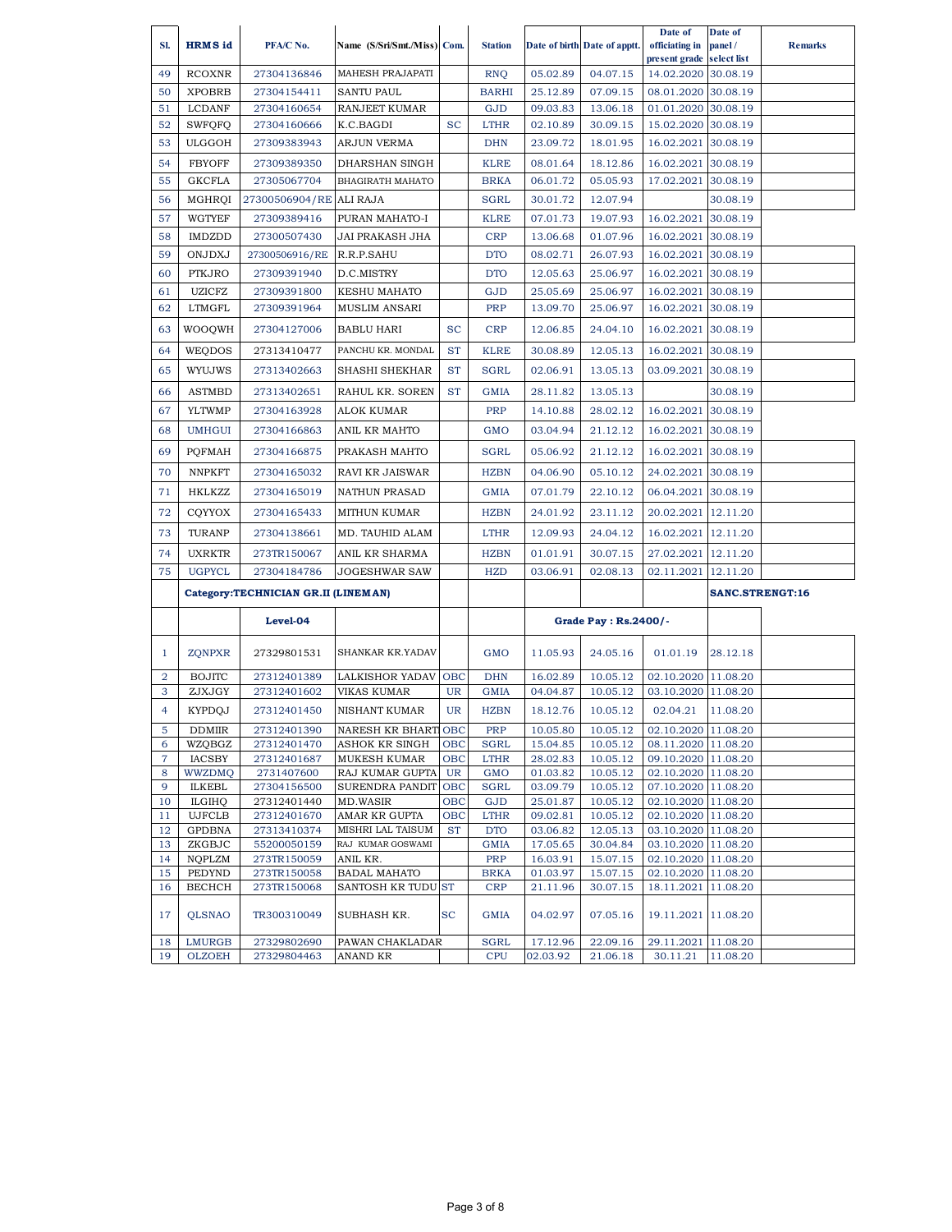| Sl. | HRMS id | PFA/C No. | Name (S/Sri/Smt./Miss) | Com. | Station | Date of birth | Date of apptt. | Date of officiating in present grade | Date of panel / select list | Remarks |
|---|---|---|---|---|---|---|---|---|---|---|
| 49 | RCOXNR | 27304136846 | MAHESH PRAJAPATI | | RNQ | 05.02.89 | 04.07.15 | 14.02.2020 | 30.08.19 | |
| 50 | XPOBRB | 27304154411 | SANTU PAUL | | BARHI | 25.12.89 | 07.09.15 | 08.01.2020 | 30.08.19 | |
| 51 | LCDANF | 27304160654 | RANJEET KUMAR | | GJD | 09.03.83 | 13.06.18 | 01.01.2020 | 30.08.19 | |
| 52 | SWFQFQ | 27304160666 | K.C.BAGDI | SC | LTHR | 02.10.89 | 30.09.15 | 15.02.2020 | 30.08.19 | |
| 53 | ULGGOH | 27309383943 | ARJUN VERMA | | DHN | 23.09.72 | 18.01.95 | 16.02.2021 | 30.08.19 | |
| 54 | FBYOFF | 27309389350 | DHARSHAN SINGH | | KLRE | 08.01.64 | 18.12.86 | 16.02.2021 | 30.08.19 | |
| 55 | GKCFLA | 27305067704 | BHAGIRATH MAHATO | | BRKA | 06.01.72 | 05.05.93 | 17.02.2021 | 30.08.19 | |
| 56 | MGHRQI | 27300506904/RE | ALI RAJA | | SGRL | 30.01.72 | 12.07.94 | | 30.08.19 | |
| 57 | WGTYEF | 27309389416 | PURAN MAHATO-I | | KLRE | 07.01.73 | 19.07.93 | 16.02.2021 | 30.08.19 | |
| 58 | IMDZDD | 27300507430 | JAI PRAKASH JHA | | CRP | 13.06.68 | 01.07.96 | 16.02.2021 | 30.08.19 | |
| 59 | ONJDXJ | 27300506916/RE | R.R.P.SAHU | | DTO | 08.02.71 | 26.07.93 | 16.02.2021 | 30.08.19 | |
| 60 | PTKJRO | 27309391940 | D.C.MISTRY | | DTO | 12.05.63 | 25.06.97 | 16.02.2021 | 30.08.19 | |
| 61 | UZICFZ | 27309391800 | KESHU MAHATO | | GJD | 25.05.69 | 25.06.97 | 16.02.2021 | 30.08.19 | |
| 62 | LTMGFL | 27309391964 | MUSLIM ANSARI | | PRP | 13.09.70 | 25.06.97 | 16.02.2021 | 30.08.19 | |
| 63 | WOOQWH | 27304127006 | BABLU HARI | SC | CRP | 12.06.85 | 24.04.10 | 16.02.2021 | 30.08.19 | |
| 64 | WEQDOS | 27313410477 | PANCHU KR. MONDAL | ST | KLRE | 30.08.89 | 12.05.13 | 16.02.2021 | 30.08.19 | |
| 65 | WYUJWS | 27313402663 | SHASHI SHEKHAR | ST | SGRL | 02.06.91 | 13.05.13 | 03.09.2021 | 30.08.19 | |
| 66 | ASTMBD | 27313402651 | RAHUL KR. SOREN | ST | GMIA | 28.11.82 | 13.05.13 | | 30.08.19 | |
| 67 | YLTWMP | 27304163928 | ALOK KUMAR | | PRP | 14.10.88 | 28.02.12 | 16.02.2021 | 30.08.19 | |
| 68 | UMHGUI | 27304166863 | ANIL KR MAHTO | | GMO | 03.04.94 | 21.12.12 | 16.02.2021 | 30.08.19 | |
| 69 | PQFMAH | 27304166875 | PRAKASH MAHTO | | SGRL | 05.06.92 | 21.12.12 | 16.02.2021 | 30.08.19 | |
| 70 | NNPKFT | 27304165032 | RAVI KR JAISWAR | | HZBN | 04.06.90 | 05.10.12 | 24.02.2021 | 30.08.19 | |
| 71 | HKLKZZ | 27304165019 | NATHUN PRASAD | | GMIA | 07.01.79 | 22.10.12 | 06.04.2021 | 30.08.19 | |
| 72 | CQYYOX | 27304165433 | MITHUN KUMAR | | HZBN | 24.01.92 | 23.11.12 | 20.02.2021 | 12.11.20 | |
| 73 | TURANP | 27304138661 | MD. TAUHID ALAM | | LTHR | 12.09.93 | 24.04.12 | 16.02.2021 | 12.11.20 | |
| 74 | UXRKTR | 273TR150067 | ANIL KR SHARMA | | HZBN | 01.01.91 | 30.07.15 | 27.02.2021 | 12.11.20 | |
| 75 | UGPYCL | 27304184786 | JOGESHWAR SAW | | HZD | 03.06.91 | 02.08.13 | 02.11.2021 | 12.11.20 | |
| | **Category:TECHNICIAN GR.II (LINEMAN)** | | | | | | | | **SANC.STRENGT:16** | |
| | | **Level-04** | | | | **Grade Pay : Rs.2400/-** | | | | |
| 1 | ZQNPXR | 27329801531 | SHANKAR KR.YADAV | | GMO | 11.05.93 | 24.05.16 | 01.01.19 | 28.12.18 | |
| 2 | BOJITC | 27312401389 | LALKISHOR YADAV | OBC | DHN | 16.02.89 | 10.05.12 | 02.10.2020 | 11.08.20 | |
| 3 | ZJXJGY | 27312401602 | VIKAS KUMAR | UR | GMIA | 04.04.87 | 10.05.12 | 03.10.2020 | 11.08.20 | |
| 4 | KYPDQJ | 27312401450 | NISHANT KUMAR | UR | HZBN | 18.12.76 | 10.05.12 | 02.04.21 | 11.08.20 | |
| 5 | DDMIIR | 27312401390 | NARESH KR BHARTI | OBC | PRP | 10.05.80 | 10.05.12 | 02.10.2020 | 11.08.20 | |
| 6 | WZQBGZ | 27312401470 | ASHOK KR SINGH | OBC | SGRL | 15.04.85 | 10.05.12 | 08.11.2020 | 11.08.20 | |
| 7 | IACSBY | 27312401687 | MUKESH KUMAR | OBC | LTHR | 28.02.83 | 10.05.12 | 09.10.2020 | 11.08.20 | |
| 8 | WWZDMQ | 2731407600 | RAJ KUMAR GUPTA | UR | GMO | 01.03.82 | 10.05.12 | 02.10.2020 | 11.08.20 | |
| 9 | ILKEBL | 27304156500 | SURENDRA PANDIT | OBC | SGRL | 03.09.79 | 10.05.12 | 07.10.2020 | 11.08.20 | |
| 10 | ILGIHQ | 27312401440 | MD.WASIR | OBC | GJD | 25.01.87 | 10.05.12 | 02.10.2020 | 11.08.20 | |
| 11 | UJFCLB | 27312401670 | AMAR KR GUPTA | OBC | LTHR | 09.02.81 | 10.05.12 | 02.10.2020 | 11.08.20 | |
| 12 | GPDBNA | 27313410374 | MISHRI LAL TAISUM | ST | DTO | 03.06.82 | 12.05.13 | 03.10.2020 | 11.08.20 | |
| 13 | ZKGBJC | 55200050159 | RAJ KUMAR GOSWAMI | | GMIA | 17.05.65 | 30.04.84 | 03.10.2020 | 11.08.20 | |
| 14 | NQPLZM | 273TR150059 | ANIL KR. | | PRP | 16.03.91 | 15.07.15 | 02.10.2020 | 11.08.20 | |
| 15 | PEDYND | 273TR150058 | BADAL MAHATO | | BRKA | 01.03.97 | 15.07.15 | 02.10.2020 | 11.08.20 | |
| 16 | BECHCH | 273TR150068 | SANTOSH KR TUDU | ST | CRP | 21.11.96 | 30.07.15 | 18.11.2021 | 11.08.20 | |
| 17 | QLSNAO | TR300310049 | SUBHASH KR. | SC | GMIA | 04.02.97 | 07.05.16 | 19.11.2021 | 11.08.20 | |
| 18 | LMURGB | 27329802690 | PAWAN CHAKLADAR | | SGRL | 17.12.96 | 22.09.16 | 29.11.2021 | 11.08.20 | |
| 19 | OLZOEH | 27329804463 | ANAND KR | | CPU | 02.03.92 | 21.06.18 | 30.11.21 | 11.08.20 | |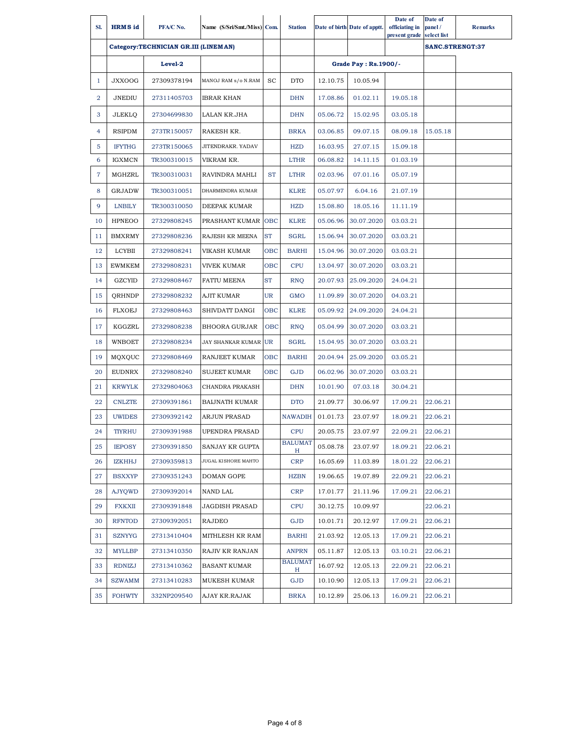| Sl. | HRMS id | PFA/C No. | Name (S/Sri/Smt./Miss) | Com. | Station | Date of birth | Date of apptt. | Date of officiating in present grade | Date of panel / select list | Remarks |
|---|---|---|---|---|---|---|---|---|---|---|
| | Category:TECHNICIAN GR.III (LINEMAN) | | | | | | | | SANC.STRENGT:37 | |
| | | Level-2 | | | | Grade Pay : Rs.1900/- | | | | |
| 1 | JXXOOG | 27309378194 | MANOJ RAM s/o N.RAM | SC | DTO | 12.10.75 | 10.05.94 | | | |
| 2 | JNEDIU | 27311405703 | IBRAR KHAN | | DHN | 17.08.86 | 01.02.11 | 19.05.18 | | |
| 3 | JLEKLQ | 27304699830 | LALAN KR.JHA | | DHN | 05.06.72 | 15.02.95 | 03.05.18 | | |
| 4 | RSIPDM | 273TR150057 | RAKESH KR. | | BRKA | 03.06.85 | 09.07.15 | 08.09.18 | 15.05.18 | |
| 5 | IFYTHG | 273TR150065 | JITENDRAKR. YADAV | | HZD | 16.03.95 | 27.07.15 | 15.09.18 | | |
| 6 | IGXMCN | TR300310015 | VIKRAM KR. | | LTHR | 06.08.82 | 14.11.15 | 01.03.19 | | |
| 7 | MGHZRL | TR300310031 | RAVINDRA MAHLI | ST | LTHR | 02.03.96 | 07.01.16 | 05.07.19 | | |
| 8 | GRJADW | TR300310051 | DHARMENDRA KUMAR | | KLRE | 05.07.97 | 6.04.16 | 21.07.19 | | |
| 9 | LNBILY | TR300310050 | DEEPAK KUMAR | | HZD | 15.08.80 | 18.05.16 | 11.11.19 | | |
| 10 | HPNEOO | 27329808245 | PRASHANT KUMAR | OBC | KLRE | 05.06.96 | 30.07.2020 | 03.03.21 | | |
| 11 | BMXRMY | 27329808236 | RAJESH KR MEENA | ST | SGRL | 15.06.94 | 30.07.2020 | 03.03.21 | | |
| 12 | LCYBII | 27329808241 | VIKASH KUMAR | OBC | BARHI | 15.04.96 | 30.07.2020 | 03.03.21 | | |
| 13 | EWMKEM | 27329808231 | VIVEK KUMAR | OBC | CPU | 13.04.97 | 30.07.2020 | 03.03.21 | | |
| 14 | GZCYID | 27329808467 | FATTU MEENA | ST | RNQ | 20.07.93 | 25.09.2020 | 24.04.21 | | |
| 15 | QRHNDP | 27329808232 | AJIT KUMAR | UR | GMO | 11.09.89 | 30.07.2020 | 04.03.21 | | |
| 16 | FLXOEJ | 27329808463 | SHIVDATT DANGI | OBC | KLRE | 05.09.92 | 24.09.2020 | 24.04.21 | | |
| 17 | KGGZRL | 27329808238 | BHOORA GURJAR | OBC | RNQ | 05.04.99 | 30.07.2020 | 03.03.21 | | |
| 18 | WNBOET | 27329808234 | JAY SHANKAR KUMAR | UR | SGRL | 15.04.95 | 30.07.2020 | 03.03.21 | | |
| 19 | MQXQUC | 27329808469 | RANJEET KUMAR | OBC | BARHI | 20.04.94 | 25.09.2020 | 03.05.21 | | |
| 20 | EUDNRX | 27329808240 | SUJEET KUMAR | OBC | GJD | 06.02.96 | 30.07.2020 | 03.03.21 | | |
| 21 | KRWYLK | 27329804063 | CHANDRA PRAKASH | | DHN | 10.01.90 | 07.03.18 | 30.04.21 | | |
| 22 | CNLZTE | 27309391861 | BAIJNATH KUMAR | | DTO | 21.09.77 | 30.06.97 | 17.09.21 | 22.06.21 | |
| 23 | UWIDES | 27309392142 | ARJUN PRASAD | | NAWADIH | 01.01.73 | 23.07.97 | 18.09.21 | 22.06.21 | |
| 24 | TIYRHU | 27309391988 | UPENDRA PRASAD | | CPU | 20.05.75 | 23.07.97 | 22.09.21 | 22.06.21 | |
| 25 | IEPOSY | 27309391850 | SANJAY KR GUPTA | | BALUMATH | 05.08.78 | 23.07.97 | 18.09.21 | 22.06.21 | |
| 26 | IZKHHJ | 27309359813 | JUGAL KISHORE MAHTO | | CRP | 16.05.69 | 11.03.89 | 18.01.22 | 22.06.21 | |
| 27 | BSXXYP | 27309351243 | DOMAN GOPE | | HZBN | 19.06.65 | 19.07.89 | 22.09.21 | 22.06.21 | |
| 28 | AJYQWD | 27309392014 | NAND LAL | | CRP | 17.01.77 | 21.11.96 | 17.09.21 | 22.06.21 | |
| 29 | FXKXII | 27309391848 | JAGDISH PRASAD | | CPU | 30.12.75 | 10.09.97 | | 22.06.21 | |
| 30 | RFNTOD | 27309392051 | RAJDEO | | GJD | 10.01.71 | 20.12.97 | 17.09.21 | 22.06.21 | |
| 31 | SZNYYG | 27313410404 | MITHLESH KR RAM | | BARHI | 21.03.92 | 12.05.13 | 17.09.21 | 22.06.21 | |
| 32 | MYLLBP | 27313410350 | RAJIV KR RANJAN | | ANPRN | 05.11.87 | 12.05.13 | 03.10.21 | 22.06.21 | |
| 33 | RDNIZJ | 27313410362 | BASANT KUMAR | | BALUMATH | 16.07.92 | 12.05.13 | 22.09.21 | 22.06.21 | |
| 34 | SZWAMM | 27313410283 | MUKESH KUMAR | | GJD | 10.10.90 | 12.05.13 | 17.09.21 | 22.06.21 | |
| 35 | FOHWTY | 332NP209540 | AJAY KR.RAJAK | | BRKA | 10.12.89 | 25.06.13 | 16.09.21 | 22.06.21 | |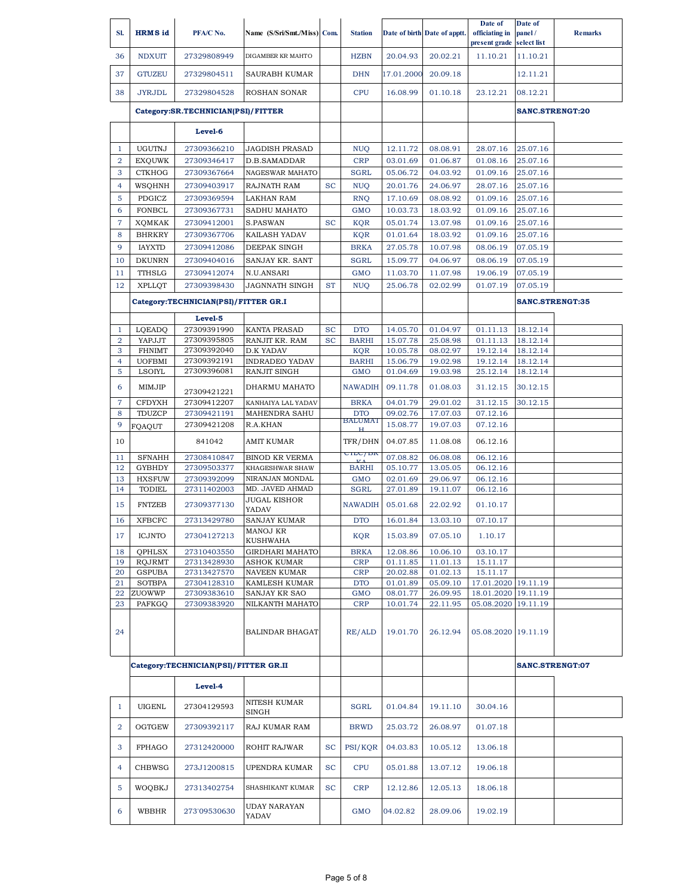| Sl. | HRMS id | PFA/C No. | Name (S/Sri/Smt./Miss) | Com. | Station | Date of birth | Date of apptt. | Date of officiating in present grade | Date of panel / select list | Remarks |
|---|---|---|---|---|---|---|---|---|---|---|
| 36 | NDXUIT | 27329808949 | DIGAMBER KR MAHTO | | HZBN | 20.04.93 | 20.02.21 | 11.10.21 | 11.10.21 | |
| 37 | GTUZEU | 27329804511 | SAURABH KUMAR | | DHN | 17.01.2000 | 20.09.18 | | 12.11.21 | |
| 38 | JYRJDL | 27329804528 | ROSHAN SONAR | | CPU | 16.08.99 | 01.10.18 | 23.12.21 | 08.12.21 | |
| | **Category:SR.TECHNICIAN(PSI)/FITTER** | | | | | | | | **SANC.STRENGT:20** | |
| | | **Level-6** | | | | | | | | |
| 1 | UGUTNJ | 27309366210 | JAGDISH PRASAD | | NUQ | 12.11.72 | 08.08.91 | 28.07.16 | 25.07.16 | |
| 2 | EXQUWK | 27309346417 | D.B.SAMADDAR | | CRP | 03.01.69 | 01.06.87 | 01.08.16 | 25.07.16 | |
| 3 | CTKHOG | 27309367664 | NAGESWAR MAHATO | | SGRL | 05.06.72 | 04.03.92 | 01.09.16 | 25.07.16 | |
| 4 | WSQHNH | 27309403917 | RAJNATH RAM | SC | NUQ | 20.01.76 | 24.06.97 | 28.07.16 | 25.07.16 | |
| 5 | PDGICZ | 27309369594 | LAKHAN RAM | | RNQ | 17.10.69 | 08.08.92 | 01.09.16 | 25.07.16 | |
| 6 | FONBCL | 27309367731 | SADHU MAHATO | | GMO | 10.03.73 | 18.03.92 | 01.09.16 | 25.07.16 | |
| 7 | XQMKAK | 27309412001 | S.PASWAN | SC | KQR | 05.01.74 | 13.07.98 | 01.09.16 | 25.07.16 | |
| 8 | BHRKRY | 27309367706 | KAILASH YADAV | | KQR | 01.01.64 | 18.03.92 | 01.09.16 | 25.07.16 | |
| 9 | IAYXTD | 27309412086 | DEEPAK SINGH | | BRKA | 27.05.78 | 10.07.98 | 08.06.19 | 07.05.19 | |
| 10 | DKUNRN | 27309404016 | SANJAY KR. SANT | | SGRL | 15.09.77 | 04.06.97 | 08.06.19 | 07.05.19 | |
| 11 | TTHSLG | 27309412074 | N.U.ANSARI | | GMO | 11.03.70 | 11.07.98 | 19.06.19 | 07.05.19 | |
| 12 | XPLLQT | 27309398430 | JAGNNATH SINGH | ST | NUQ | 25.06.78 | 02.02.99 | 01.07.19 | 07.05.19 | |
| | **Category:TECHNICIAN(PSI)/FITTER GR.I** | | | | | | | | **SANC.STRENGT:35** | |
| | | **Level-5** | | | | | | | | |
| 1 | LQEADQ | 27309391990 | KANTA PRASAD | SC | DTO | 14.05.70 | 01.04.97 | 01.11.13 | 18.12.14 | |
| 2 | YAPJJT | 27309395805 | RANJIT KR. RAM | SC | BARHI | 15.07.78 | 25.08.98 | 01.11.13 | 18.12.14 | |
| 3 | FHNIMT | 27309392040 | D.K YADAV | | KQR | 10.05.78 | 08.02.97 | 19.12.14 | 18.12.14 | |
| 4 | UOFBMI | 27309392191 | INDRADEO YADAV | | BARHI | 15.06.79 | 19.02.98 | 19.12.14 | 18.12.14 | |
| 5 | LSOIYL | 27309396081 | RANJIT SINGH | | GMO | 01.04.69 | 19.03.98 | 25.12.14 | 18.12.14 | |
| 6 | MIMJIP | 27309421221 | DHARMU MAHATO | | NAWADIH | 09.11.78 | 01.08.03 | 31.12.15 | 30.12.15 | |
| 7 | CFDYXH | 27309412207 | KANHAIYA LAL YADAV | | BRKA | 04.01.79 | 29.01.02 | 31.12.15 | 30.12.15 | |
| 8 | TDUZCP | 27309421191 | MAHENDRA SAHU | | DTO | 09.02.76 | 17.07.03 | 07.12.16 | | |
| 9 | FQAQUT | 27309421208 | R.A.KHAN | | BALUMATH | 15.08.77 | 19.07.03 | 07.12.16 | | |
| 10 | | 841042 | AMIT KUMAR | | TFR/DHN | 04.07.85 | 11.08.08 | 06.12.16 | | |
| 11 | SFNAHH | 27308410847 | BINOD KR VERMA | | CTLC/BRKA | 07.08.82 | 06.08.08 | 06.12.16 | | |
| 12 | GYBHDY | 27309503377 | KHAGESHWAR SHAW | | BARHI | 05.10.77 | 13.05.05 | 06.12.16 | | |
| 13 | HXSFUW | 27309392099 | NIRANJAN MONDAL | | GMO | 02.01.69 | 29.06.97 | 06.12.16 | | |
| 14 | TODIEL | 27311402003 | MD. JAVED AHMAD | | SGRL | 27.01.89 | 19.11.07 | 06.12.16 | | |
| 15 | FNTZEB | 27309377130 | JUGAL KISHOR YADAV | | NAWADIH | 05.01.68 | 22.02.92 | 01.10.17 | | |
| 16 | XFBCFC | 27313429780 | SANJAY KUMAR | | DTO | 16.01.84 | 13.03.10 | 07.10.17 | | |
| 17 | ICJNTO | 27304127213 | MANOJ KR KUSHWAHA | | KQR | 15.03.89 | 07.05.10 | 1.10.17 | | |
| 18 | QPHLSX | 27310403550 | GIRDHARI MAHATO | | BRKA | 12.08.86 | 10.06.10 | 03.10.17 | | |
| 19 | RQJRMT | 27313428930 | ASHOK KUMAR | | CRP | 01.11.85 | 11.01.13 | 15.11.17 | | |
| 20 | GSPUBA | 27313427570 | NAVEEN KUMAR | | CRP | 20.02.88 | 01.02.13 | 15.11.17 | | |
| 21 | SOTBPA | 27304128310 | KAMLESH KUMAR | | DTO | 01.01.89 | 05.09.10 | 17.01.2020 | 19.11.19 | |
| 22 | ZUOWWP | 27309383610 | SANJAY KR SAO | | GMO | 08.01.77 | 26.09.95 | 18.01.2020 | 19.11.19 | |
| 23 | PAFKGQ | 27309383920 | NILKANTH MAHATO | | CRP | 10.01.74 | 22.11.95 | 05.08.2020 | 19.11.19 | |
| 24 | | | BALINDAR BHAGAT | | RE/ALD | 19.01.70 | 26.12.94 | 05.08.2020 | 19.11.19 | |
| | **Category:TECHNICIAN(PSI)/FITTER GR.II** | | | | | | | | **SANC.STRENGT:07** | |
| | | **Level-4** | | | | | | | | |
| 1 | UIGENL | 27304129593 | NITESH KUMAR SINGH | | SGRL | 01.04.84 | 19.11.10 | 30.04.16 | | |
| 2 | OGTGEW | 27309392117 | RAJ KUMAR RAM | | BRWD | 25.03.72 | 26.08.97 | 01.07.18 | | |
| 3 | FPHAGO | 27312420000 | ROHIT RAJWAR | SC | PSI/KQR | 04.03.83 | 10.05.12 | 13.06.18 | | |
| 4 | CHBWSG | 273J1200815 | UPENDRA KUMAR | SC | CPU | 05.01.88 | 13.07.12 | 19.06.18 | | |
| 5 | WOQBKJ | 27313402754 | SHASHIKANT KUMAR | SC | CRP | 12.12.86 | 12.05.13 | 18.06.18 | | |
| 6 | WBBHR | 273'09530630 | UDAY NARAYAN YADAV | | GMO | 04.02.82 | 28.09.06 | 19.02.19 | | |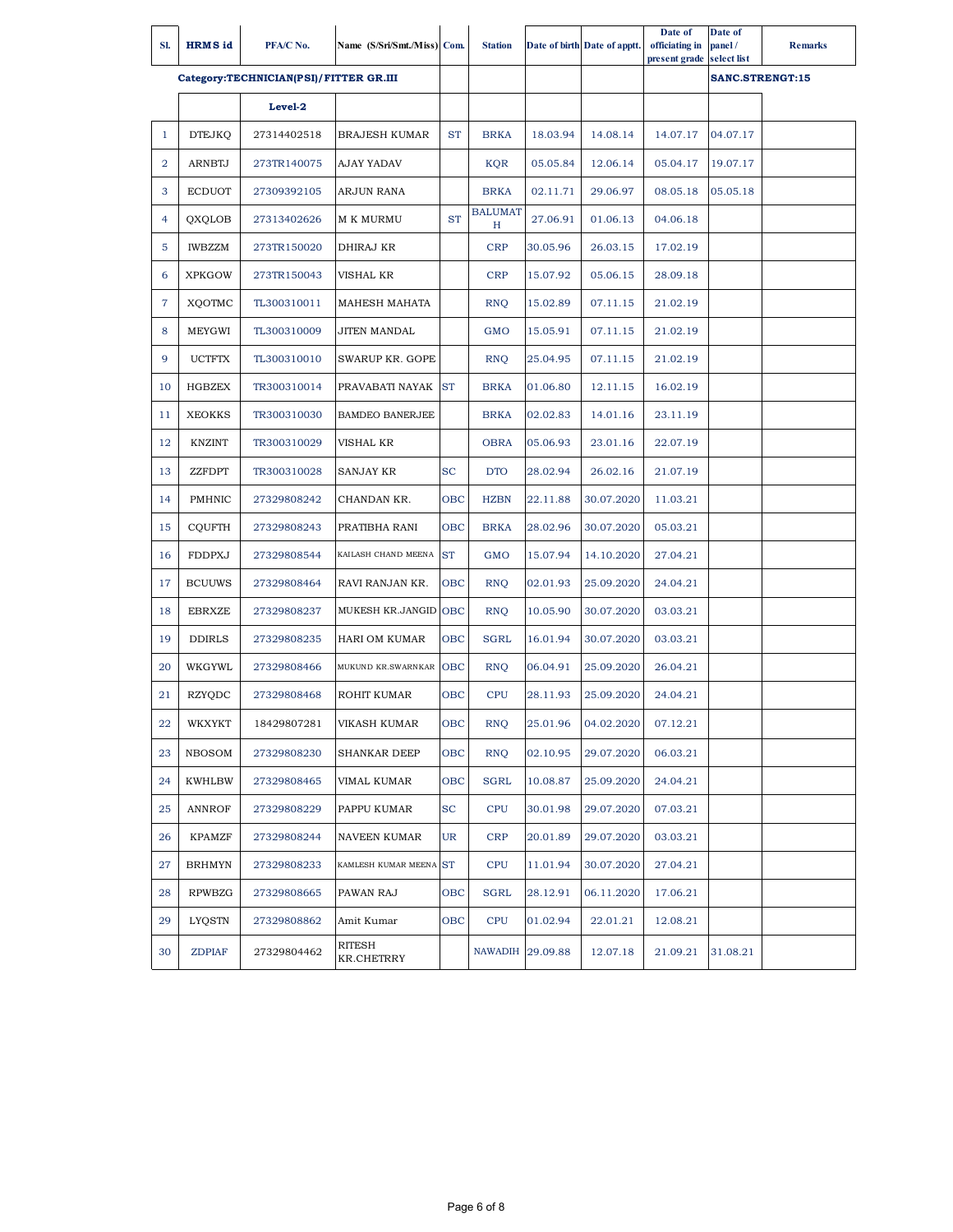| Sl. | HRMS id | PFA/C No. | Name (S/Sri/Smt./Miss) | Com. | Station | Date of birth | Date of apptt. | Date of officiating in present grade | Date of panel / select list | Remarks |
|---|---|---|---|---|---|---|---|---|---|---|
| | Category:TECHNICIAN(PSI)/FITTER GR.III | | | | | | | | SANC.STRENGT:15 | |
| | | Level-2 | | | | | | | | |
| 1 | DTEJKQ | 27314402518 | BRAJESH KUMAR | ST | BRKA | 18.03.94 | 14.08.14 | 14.07.17 | 04.07.17 | |
| 2 | ARNBTJ | 273TR140075 | AJAY YADAV | | KQR | 05.05.84 | 12.06.14 | 05.04.17 | 19.07.17 | |
| 3 | ECDUOT | 27309392105 | ARJUN RANA | | BRKA | 02.11.71 | 29.06.97 | 08.05.18 | 05.05.18 | |
| 4 | QXQLOB | 27313402626 | M K MURMU | ST | BALUMATH | 27.06.91 | 01.06.13 | 04.06.18 | | |
| 5 | IWBZZM | 273TR150020 | DHIRAJ KR | | CRP | 30.05.96 | 26.03.15 | 17.02.19 | | |
| 6 | XPKGOW | 273TR150043 | VISHAL KR | | CRP | 15.07.92 | 05.06.15 | 28.09.18 | | |
| 7 | XQOTMC | TL300310011 | MAHESH MAHATA | | RNQ | 15.02.89 | 07.11.15 | 21.02.19 | | |
| 8 | MEYGWI | TL300310009 | JITEN MANDAL | | GMO | 15.05.91 | 07.11.15 | 21.02.19 | | |
| 9 | UCTFTX | TL300310010 | SWARUP KR. GOPE | | RNQ | 25.04.95 | 07.11.15 | 21.02.19 | | |
| 10 | HGBZEX | TR300310014 | PRAVABATI NAYAK | ST | BRKA | 01.06.80 | 12.11.15 | 16.02.19 | | |
| 11 | XEOKKS | TR300310030 | BAMDEO BANERJEE | | BRKA | 02.02.83 | 14.01.16 | 23.11.19 | | |
| 12 | KNZINT | TR300310029 | VISHAL KR | | OBRA | 05.06.93 | 23.01.16 | 22.07.19 | | |
| 13 | ZZFDPT | TR300310028 | SANJAY KR | SC | DTO | 28.02.94 | 26.02.16 | 21.07.19 | | |
| 14 | PMHNIC | 27329808242 | CHANDAN KR. | OBC | HZBN | 22.11.88 | 30.07.2020 | 11.03.21 | | |
| 15 | CQUFTH | 27329808243 | PRATIBHA RANI | OBC | BRKA | 28.02.96 | 30.07.2020 | 05.03.21 | | |
| 16 | FDDPXJ | 27329808544 | KAILASH CHAND MEENA | ST | GMO | 15.07.94 | 14.10.2020 | 27.04.21 | | |
| 17 | BCUUWS | 27329808464 | RAVI RANJAN KR. | OBC | RNQ | 02.01.93 | 25.09.2020 | 24.04.21 | | |
| 18 | EBRXZE | 27329808237 | MUKESH KR.JANGID | OBC | RNQ | 10.05.90 | 30.07.2020 | 03.03.21 | | |
| 19 | DDIRLS | 27329808235 | HARI OM KUMAR | OBC | SGRL | 16.01.94 | 30.07.2020 | 03.03.21 | | |
| 20 | WKGYWL | 27329808466 | MUKUND KR.SWARNKAR | OBC | RNQ | 06.04.91 | 25.09.2020 | 26.04.21 | | |
| 21 | RZYQDC | 27329808468 | ROHIT KUMAR | OBC | CPU | 28.11.93 | 25.09.2020 | 24.04.21 | | |
| 22 | WKXYKT | 18429807281 | VIKASH KUMAR | OBC | RNQ | 25.01.96 | 04.02.2020 | 07.12.21 | | |
| 23 | NBOSOM | 27329808230 | SHANKAR DEEP | OBC | RNQ | 02.10.95 | 29.07.2020 | 06.03.21 | | |
| 24 | KWHLBW | 27329808465 | VIMAL KUMAR | OBC | SGRL | 10.08.87 | 25.09.2020 | 24.04.21 | | |
| 25 | ANNROF | 27329808229 | PAPPU KUMAR | SC | CPU | 30.01.98 | 29.07.2020 | 07.03.21 | | |
| 26 | KPAMZF | 27329808244 | NAVEEN KUMAR | UR | CRP | 20.01.89 | 29.07.2020 | 03.03.21 | | |
| 27 | BRHMYN | 27329808233 | KAMLESH KUMAR MEENA | ST | CPU | 11.01.94 | 30.07.2020 | 27.04.21 | | |
| 28 | RPWBZG | 27329808665 | PAWAN RAJ | OBC | SGRL | 28.12.91 | 06.11.2020 | 17.06.21 | | |
| 29 | LYQSTN | 27329808862 | Amit Kumar | OBC | CPU | 01.02.94 | 22.01.21 | 12.08.21 | | |
| 30 | ZDPIAF | 27329804462 | RITESH KR.CHETRRY | | NAWADIH | 29.09.88 | 12.07.18 | 21.09.21 | 31.08.21 | |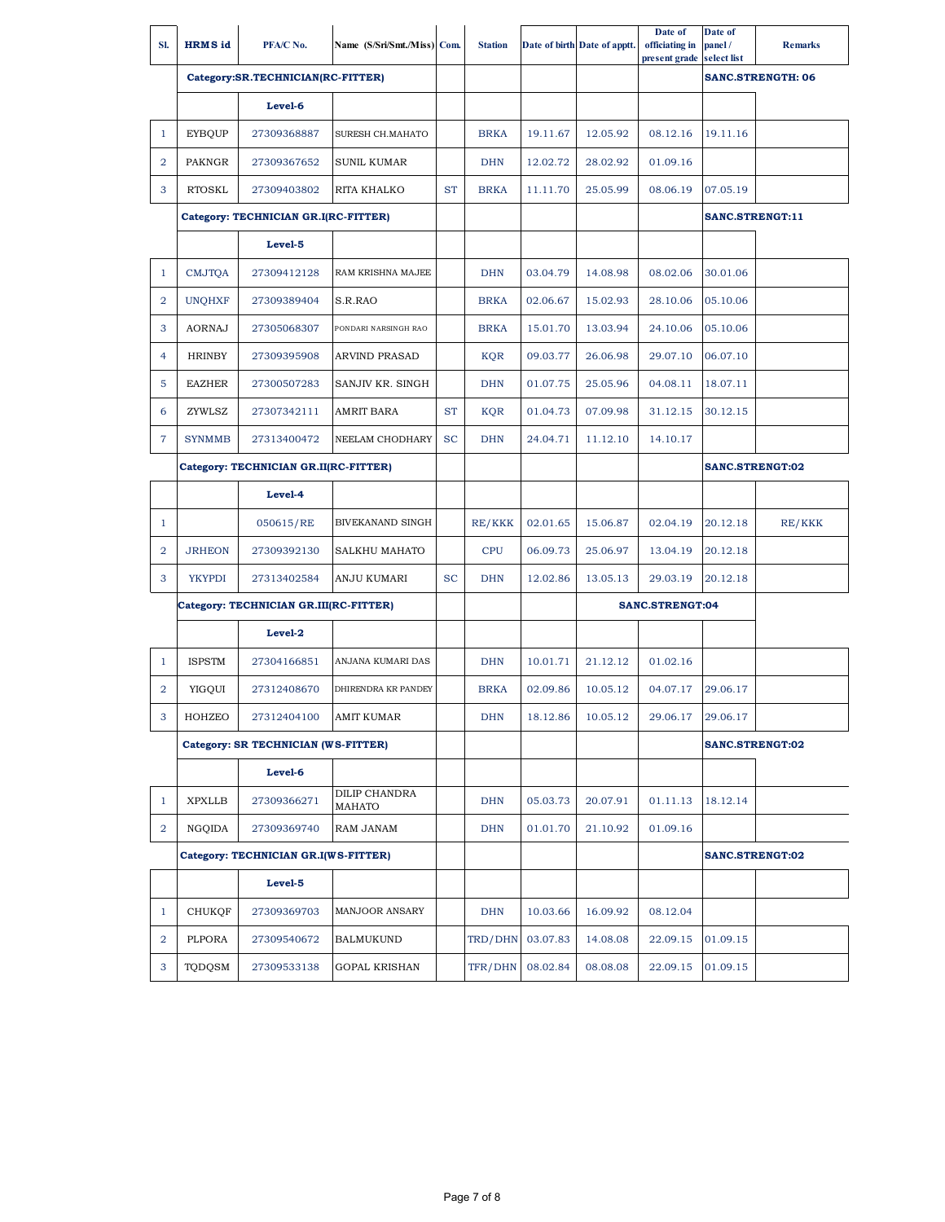| Sl. | HRMS id | PFA/C No. | Name (S/Sri/Smt./Miss) | Com. | Station | Date of birth | Date of apptt. | Date of officiating in present grade | Date of panel / select list | Remarks |
|---|---|---|---|---|---|---|---|---|---|---|
| | **Category:SR.TECHNICIAN(RC-FITTER)** | | | | | | | | **SANC.STRENGTH: 06** | |
| | | **Level-6** | | | | | | | | |
| 1 | EYBQUP | 27309368887 | SURESH CH.MAHATO | | BRKA | 19.11.67 | 12.05.92 | 08.12.16 | 19.11.16 | |
| 2 | PAKNGR | 27309367652 | SUNIL KUMAR | | DHN | 12.02.72 | 28.02.92 | 01.09.16 | | |
| 3 | RTOSKL | 27309403802 | RITA KHALKO | ST | BRKA | 11.11.70 | 25.05.99 | 08.06.19 | 07.05.19 | |
| | **Category: TECHNICIAN GR.I(RC-FITTER)** | | | | | | | | **SANC.STRENGT:11** | |
| | | **Level-5** | | | | | | | | |
| 1 | CMJTQA | 27309412128 | RAM KRISHNA MAJEE | | DHN | 03.04.79 | 14.08.98 | 08.02.06 | 30.01.06 | |
| 2 | UNQHXF | 27309389404 | S.R.RAO | | BRKA | 02.06.67 | 15.02.93 | 28.10.06 | 05.10.06 | |
| 3 | AORNAJ | 27305068307 | PONDARI NARSINGH RAO | | BRKA | 15.01.70 | 13.03.94 | 24.10.06 | 05.10.06 | |
| 4 | HRINBY | 27309395908 | ARVIND PRASAD | | KQR | 09.03.77 | 26.06.98 | 29.07.10 | 06.07.10 | |
| 5 | EAZHER | 27300507283 | SANJIV KR. SINGH | | DHN | 01.07.75 | 25.05.96 | 04.08.11 | 18.07.11 | |
| 6 | ZYWLSZ | 27307342111 | AMRIT BARA | ST | KQR | 01.04.73 | 07.09.98 | 31.12.15 | 30.12.15 | |
| 7 | SYNMMB | 27313400472 | NEELAM CHODHARY | SC | DHN | 24.04.71 | 11.12.10 | 14.10.17 | | |
| | **Category: TECHNICIAN GR.II(RC-FITTER)** | | | | | | | | **SANC.STRENGT:02** | |
| | | **Level-4** | | | | | | | | |
| 1 | | 050615/RE | BIVEKANAND SINGH | | RE/KKK | 02.01.65 | 15.06.87 | 02.04.19 | 20.12.18 | RE/KKK |
| 2 | JRHEON | 27309392130 | SALKHU MAHATO | | CPU | 06.09.73 | 25.06.97 | 13.04.19 | 20.12.18 | |
| 3 | YKYPDI | 27313402584 | ANJU KUMARI | SC | DHN | 12.02.86 | 13.05.13 | 29.03.19 | 20.12.18 | |
| | **Category: TECHNICIAN GR.III(RC-FITTER)** | | | | | | | **SANC.STRENGT:04** | | |
| | | **Level-2** | | | | | | | | |
| 1 | ISPSTM | 27304166851 | ANJANA KUMARI DAS | | DHN | 10.01.71 | 21.12.12 | 01.02.16 | | |
| 2 | YIGQUI | 27312408670 | DHIRENDRA KR PANDEY | | BRKA | 02.09.86 | 10.05.12 | 04.07.17 | 29.06.17 | |
| 3 | HOHZEO | 27312404100 | AMIT KUMAR | | DHN | 18.12.86 | 10.05.12 | 29.06.17 | 29.06.17 | |
| | **Category: SR TECHNICIAN (WS-FITTER)** | | | | | | | | **SANC.STRENGT:02** | |
| | | **Level-6** | | | | | | | | |
| 1 | XPXLLB | 27309366271 | DILIP CHANDRA MAHATO | | DHN | 05.03.73 | 20.07.91 | 01.11.13 | 18.12.14 | |
| 2 | NGQIDA | 27309369740 | RAM JANAM | | DHN | 01.01.70 | 21.10.92 | 01.09.16 | | |
| | **Category: TECHNICIAN GR.I(WS-FITTER)** | | | | | | | | **SANC.STRENGT:02** | |
| | | **Level-5** | | | | | | | | |
| 1 | CHUKQF | 27309369703 | MANJOOR ANSARY | | DHN | 10.03.66 | 16.09.92 | 08.12.04 | | |
| 2 | PLPORA | 27309540672 | BALMUKUND | | TRD/DHN | 03.07.83 | 14.08.08 | 22.09.15 | 01.09.15 | |
| 3 | TQDQSM | 27309533138 | GOPAL KRISHAN | | TFR/DHN | 08.02.84 | 08.08.08 | 22.09.15 | 01.09.15 | |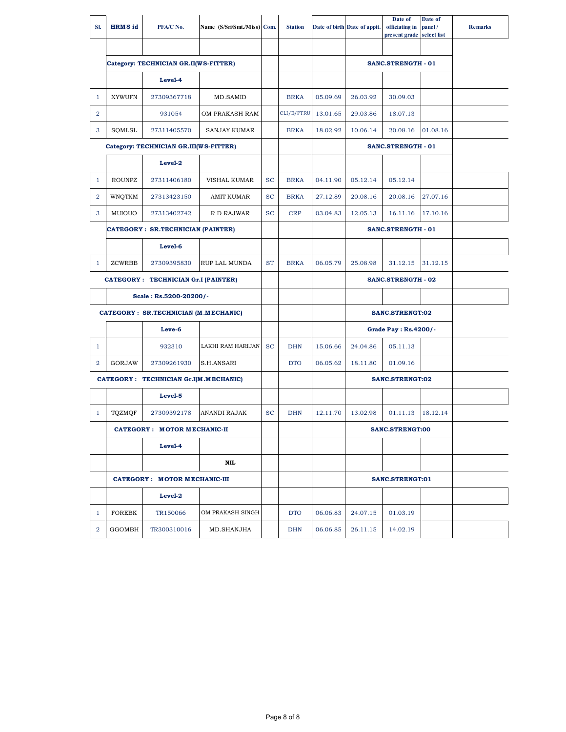| Sl. | HRMS id | PFA/C No. | Name (S/Sri/Smt./Miss) | Com. | Station | Date of birth | Date of apptt. | Date of officiating in present grade | Date of panel / select list | Remarks |
|---|---|---|---|---|---|---|---|---|---|---|
| | | | | | | | | | | |
| | Category: TECHNICIAN GR.II(WS-FITTER) | | | | | | SANC.STRENGTH - 01 | | | |
| | | Level-4 | | | | | | | | |
| 1 | XYWUFN | 27309367718 | MD.SAMID | | BRKA | 05.09.69 | 26.03.92 | 30.09.03 | | |
| 2 | | 931054 | OM PRAKASH RAM | | CLI/E/PTRU | 13.01.65 | 29.03.86 | 18.07.13 | | |
| 3 | SQMLSL | 27311405570 | SANJAY KUMAR | | BRKA | 18.02.92 | 10.06.14 | 20.08.16 | 01.08.16 | |
| | Category: TECHNICIAN GR.III(WS-FITTER) | | | | | | SANC.STRENGTH - 01 | | | |
| | | Level-2 | | | | | | | | |
| 1 | ROUNPZ | 27311406180 | VISHAL KUMAR | SC | BRKA | 04.11.90 | 05.12.14 | 05.12.14 | | |
| 2 | WNQTKM | 27313423150 | AMIT KUMAR | SC | BRKA | 27.12.89 | 20.08.16 | 20.08.16 | 27.07.16 | |
| 3 | MUIOUO | 27313402742 | R D RAJWAR | SC | CRP | 03.04.83 | 12.05.13 | 16.11.16 | 17.10.16 | |
| | CATEGORY : SR.TECHNICIAN (PAINTER) | | | | | | SANC.STRENGTH - 01 | | | |
| | | Level-6 | | | | | | | | |
| 1 | ZCWRBB | 27309395830 | RUP LAL MUNDA | ST | BRKA | 06.05.79 | 25.08.98 | 31.12.15 | 31.12.15 | |
| | CATEGORY : TECHNICIAN Gr.I (PAINTER) | | | | | | SANC.STRENGTH - 02 | | | |
| | | Scale : Rs.5200-20200/- | | | | | | | | |
| | CATEGORY : SR.TECHNICIAN (M.MECHANIC) | | | | | | SANC.STRENGT:02 | | | |
| | | Leve-6 | | | | | Grade Pay : Rs.4200/- | | | |
| 1 | | 932310 | LAKHI RAM HARIJAN | SC | DHN | 15.06.66 | 24.04.86 | 05.11.13 | | |
| 2 | GORJAW | 27309261930 | S.H.ANSARI | | DTO | 06.05.62 | 18.11.80 | 01.09.16 | | |
| | CATEGORY : TECHNICIAN Gr.I(M.MECHANIC) | | | | | | SANC.STRENGT:02 | | | |
| | | Level-5 | | | | | | | | |
| 1 | TQZMQF | 27309392178 | ANANDI RAJAK | SC | DHN | 12.11.70 | 13.02.98 | 01.11.13 | 18.12.14 | |
| | CATEGORY : MOTOR MECHANIC-II | | | | | | SANC.STRENGT:00 | | | |
| | | Level-4 | | | | | | | | |
| | | | NIL | | | | | | | |
| | CATEGORY : MOTOR MECHANIC-III | | | | | | SANC.STRENGT:01 | | | |
| | | Level-2 | | | | | | | | |
| 1 | FOREBK | TR150066 | OM PRAKASH SINGH | | DTO | 06.06.83 | 24.07.15 | 01.03.19 | | |
| 2 | GGOMBH | TR300310016 | MD.SHANJHA | | DHN | 06.06.85 | 26.11.15 | 14.02.19 | | |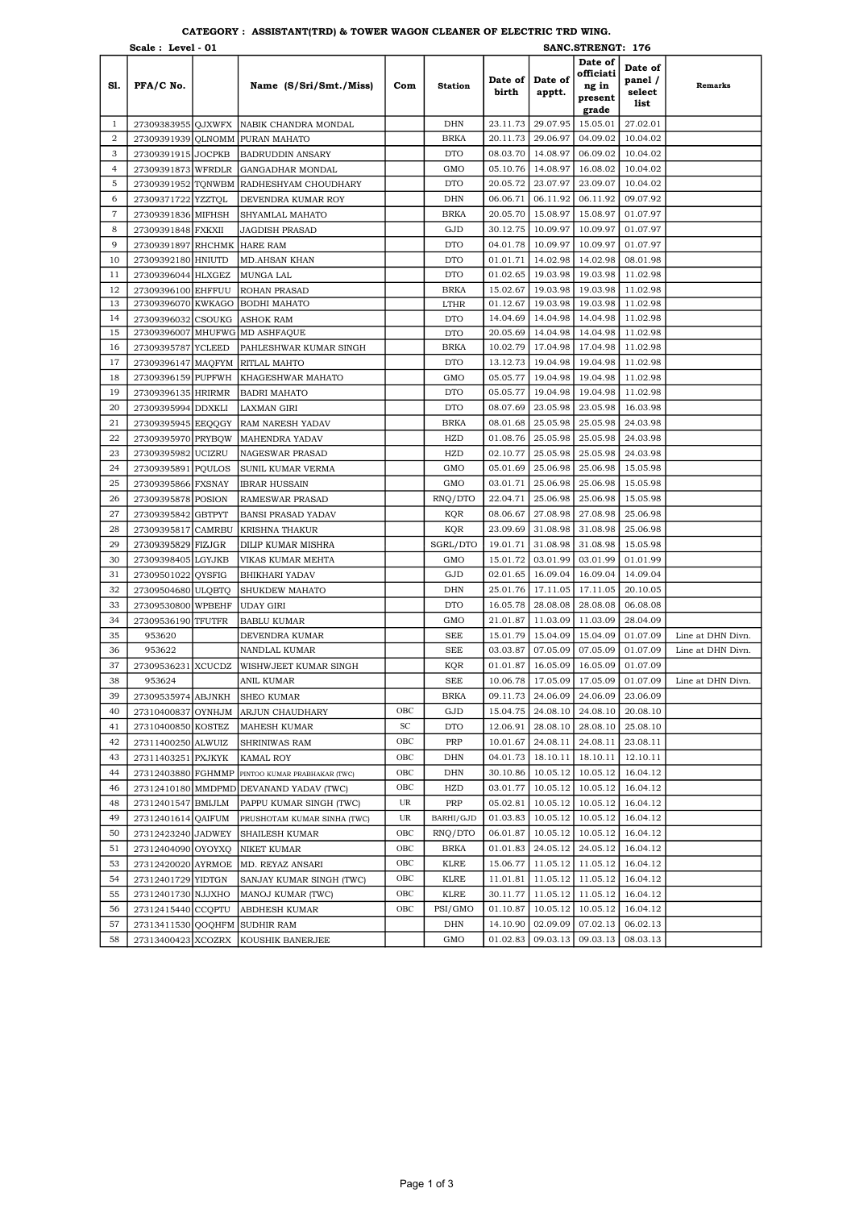**CATEGORY : ASSISTANT(TRD) & TOWER WAGON CLEANER OF ELECTRIC TRD WING.**

**Scale : Level - 01** | **SANC.STRENGT: 176**

| Sl. | PFA/C No. | | Name (S/Sri/Smt./Miss) | Com | Station | Date of birth | Date of apptt. | Date of officiating in present grade | Date of panel / select list | Remarks |
|---|---|---|---|---|---|---|---|---|---|---|
| 1 | 27309383955 | QJXWFX | NABIK CHANDRA MONDAL | | DHN | 23.11.73 | 29.07.95 | 15.05.01 | 27.02.01 | |
| 2 | 27309391939 | QLNOMM | PURAN MAHATO | | BRKA | 20.11.73 | 29.06.97 | 04.09.02 | 10.04.02 | |
| 3 | 27309391915 | JOCPKB | BADRUDDIN ANSARY | | DTO | 08.03.70 | 14.08.97 | 06.09.02 | 10.04.02 | |
| 4 | 27309391873 | WFRDLR | GANGADHAR MONDAL | | GMO | 05.10.76 | 14.08.97 | 16.08.02 | 10.04.02 | |
| 5 | 27309391952 | TQNWBM | RADHESHYAM CHOUDHARY | | DTO | 20.05.72 | 23.07.97 | 23.09.07 | 10.04.02 | |
| 6 | 27309371722 | YZZTQL | DEVENDRA KUMAR ROY | | DHN | 06.06.71 | 06.11.92 | 06.11.92 | 09.07.92 | |
| 7 | 27309391836 | MIFHSH | SHYAMLAL MAHATO | | BRKA | 20.05.70 | 15.08.97 | 15.08.97 | 01.07.97 | |
| 8 | 27309391848 | FXKXII | JAGDISH PRASAD | | GJD | 30.12.75 | 10.09.97 | 10.09.97 | 01.07.97 | |
| 9 | 27309391897 | RHCHMK | HARE RAM | | DTO | 04.01.78 | 10.09.97 | 10.09.97 | 01.07.97 | |
| 10 | 27309392180 | HNIUTD | MD.AHSAN KHAN | | DTO | 01.01.71 | 14.02.98 | 14.02.98 | 08.01.98 | |
| 11 | 27309396044 | HLXGEZ | MUNGA LAL | | DTO | 01.02.65 | 19.03.98 | 19.03.98 | 11.02.98 | |
| 12 | 27309396100 | EHFFUU | ROHAN PRASAD | | BRKA | 15.02.67 | 19.03.98 | 19.03.98 | 11.02.98 | |
| 13 | 27309396070 | KWKAGO | BODHI MAHATO | | LTHR | 01.12.67 | 19.03.98 | 19.03.98 | 11.02.98 | |
| 14 | 27309396032 | CSOUKG | ASHOK RAM | | DTO | 14.04.69 | 14.04.98 | 14.04.98 | 11.02.98 | |
| 15 | 27309396007 | MHUFWG | MD ASHFAQUE | | DTO | 20.05.69 | 14.04.98 | 14.04.98 | 11.02.98 | |
| 16 | 27309395787 | YCLEED | PAHLESHWAR KUMAR SINGH | | BRKA | 10.02.79 | 17.04.98 | 17.04.98 | 11.02.98 | |
| 17 | 27309396147 | MAQFYM | RITLAL MAHTO | | DTO | 13.12.73 | 19.04.98 | 19.04.98 | 11.02.98 | |
| 18 | 27309396159 | PUPFWH | KHAGESHWAR MAHATO | | GMO | 05.05.77 | 19.04.98 | 19.04.98 | 11.02.98 | |
| 19 | 27309396135 | HRIRMR | BADRI MAHATO | | DTO | 05.05.77 | 19.04.98 | 19.04.98 | 11.02.98 | |
| 20 | 27309395994 | DDXKLI | LAXMAN GIRI | | DTO | 08.07.69 | 23.05.98 | 23.05.98 | 16.03.98 | |
| 21 | 27309395945 | EEQQGY | RAM NARESH YADAV | | BRKA | 08.01.68 | 25.05.98 | 25.05.98 | 24.03.98 | |
| 22 | 27309395970 | PRYBQW | MAHENDRA YADAV | | HZD | 01.08.76 | 25.05.98 | 25.05.98 | 24.03.98 | |
| 23 | 27309395982 | UCIZRU | NAGESWAR PRASAD | | HZD | 02.10.77 | 25.05.98 | 25.05.98 | 24.03.98 | |
| 24 | 27309395891 | PQULOS | SUNIL KUMAR VERMA | | GMO | 05.01.69 | 25.06.98 | 25.06.98 | 15.05.98 | |
| 25 | 27309395866 | FXSNAY | IBRAR HUSSAIN | | GMO | 03.01.71 | 25.06.98 | 25.06.98 | 15.05.98 | |
| 26 | 27309395878 | POSION | RAMESWAR PRASAD | | RNQ/DTO | 22.04.71 | 25.06.98 | 25.06.98 | 15.05.98 | |
| 27 | 27309395842 | GBTPYT | BANSI PRASAD YADAV | | KQR | 08.06.67 | 27.08.98 | 27.08.98 | 25.06.98 | |
| 28 | 27309395817 | CAMRBU | KRISHNA THAKUR | | KQR | 23.09.69 | 31.08.98 | 31.08.98 | 25.06.98 | |
| 29 | 27309395829 | FIZJGR | DILIP KUMAR MISHRA | | SGRL/DTO | 19.01.71 | 31.08.98 | 31.08.98 | 15.05.98 | |
| 30 | 27309398405 | LGYJKB | VIKAS KUMAR MEHTA | | GMO | 15.01.72 | 03.01.99 | 03.01.99 | 01.01.99 | |
| 31 | 27309501022 | QYSFIG | BHIKHARI YADAV | | GJD | 02.01.65 | 16.09.04 | 16.09.04 | 14.09.04 | |
| 32 | 27309504680 | ULQBTQ | SHUKDEW MAHATO | | DHN | 25.01.76 | 17.11.05 | 17.11.05 | 20.10.05 | |
| 33 | 27309530800 | WPBEHF | UDAY GIRI | | DTO | 16.05.78 | 28.08.08 | 28.08.08 | 06.08.08 | |
| 34 | 27309536190 | TFUTFR | BABLU KUMAR | | GMO | 21.01.87 | 11.03.09 | 11.03.09 | 28.04.09 | |
| 35 | 953620 | | DEVENDRA KUMAR | | SEE | 15.01.79 | 15.04.09 | 15.04.09 | 01.07.09 | Line at DHN Divn. |
| 36 | 953622 | | NANDLAL KUMAR | | SEE | 03.03.87 | 07.05.09 | 07.05.09 | 01.07.09 | Line at DHN Divn. |
| 37 | 27309536231 | XCUCDZ | WISHWJEET KUMAR SINGH | | KQR | 01.01.87 | 16.05.09 | 16.05.09 | 01.07.09 | |
| 38 | 953624 | | ANIL KUMAR | | SEE | 10.06.78 | 17.05.09 | 17.05.09 | 01.07.09 | Line at DHN Divn. |
| 39 | 27309535974 | ABJNKH | SHEO KUMAR | | BRKA | 09.11.73 | 24.06.09 | 24.06.09 | 23.06.09 | |
| 40 | 27310400837 | OYNHJM | ARJUN CHAUDHARY | OBC | GJD | 15.04.75 | 24.08.10 | 24.08.10 | 20.08.10 | |
| 41 | 27310400850 | KOSTEZ | MAHESH KUMAR | SC | DTO | 12.06.91 | 28.08.10 | 28.08.10 | 25.08.10 | |
| 42 | 27311400250 | ALWUIZ | SHRINIWAS RAM | OBC | PRP | 10.01.67 | 24.08.11 | 24.08.11 | 23.08.11 | |
| 43 | 27311403251 | PXJKYK | KAMAL ROY | OBC | DHN | 04.01.73 | 18.10.11 | 18.10.11 | 12.10.11 | |
| 44 | 27312403880 | FGHMMP | PINTOO KUMAR PRABHAKAR (TWC) | OBC | DHN | 30.10.86 | 10.05.12 | 10.05.12 | 16.04.12 | |
| 46 | 27312410180 | MMDPMD | DEVANAND YADAV (TWC) | OBC | HZD | 03.01.77 | 10.05.12 | 10.05.12 | 16.04.12 | |
| 48 | 27312401547 | BMIJLM | PAPPU KUMAR SINGH (TWC) | UR | PRP | 05.02.81 | 10.05.12 | 10.05.12 | 16.04.12 | |
| 49 | 27312401614 | QAIFUM | PRUSHOTAM KUMAR SINHA (TWC) | UR | BARHI/GJD | 01.03.83 | 10.05.12 | 10.05.12 | 16.04.12 | |
| 50 | 27312423240 | JADWEY | SHAILESH KUMAR | OBC | RNQ/DTO | 06.01.87 | 10.05.12 | 10.05.12 | 16.04.12 | |
| 51 | 27312404090 | OYOYXQ | NIKET KUMAR | OBC | BRKA | 01.01.83 | 24.05.12 | 24.05.12 | 16.04.12 | |
| 53 | 27312420020 | AYRMOE | MD. REYAZ ANSARI | OBC | KLRE | 15.06.77 | 11.05.12 | 11.05.12 | 16.04.12 | |
| 54 | 27312401729 | YIDTGN | SANJAY KUMAR SINGH (TWC) | OBC | KLRE | 11.01.81 | 11.05.12 | 11.05.12 | 16.04.12 | |
| 55 | 27312401730 | NJJXHO | MANOJ KUMAR (TWC) | OBC | KLRE | 30.11.77 | 11.05.12 | 11.05.12 | 16.04.12 | |
| 56 | 27312415440 | CCQPTU | ABDHESH KUMAR | OBC | PSI/GMO | 01.10.87 | 10.05.12 | 10.05.12 | 16.04.12 | |
| 57 | 27313411530 | QOQHFM | SUDHIR RAM | | DHN | 14.10.90 | 02.09.09 | 07.02.13 | 06.02.13 | |
| 58 | 27313400423 | XCOZRX | KOUSHIK BANERJEE | | GMO | 01.02.83 | 09.03.13 | 09.03.13 | 08.03.13 | |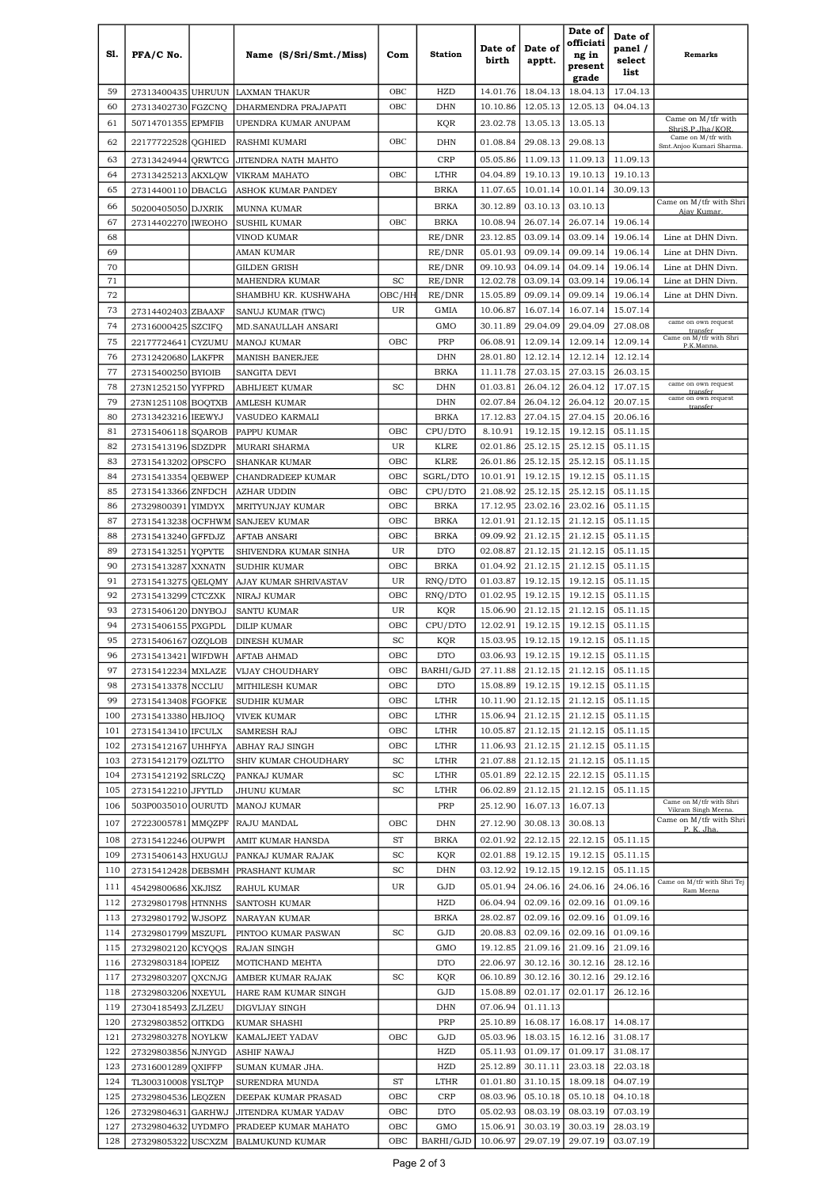| Sl. | PFA/C No. | | Name (S/Sri/Smt./Miss) | Com | Station | Date of birth | Date of apptt. | Date of officiating in present grade | Date of panel / select list | Remarks |
|---|---|---|---|---|---|---|---|---|---|---|
| 59 | 27313400435 | UHRUUN | LAXMAN THAKUR | OBC | HZD | 14.01.76 | 18.04.13 | 18.04.13 | 17.04.13 | |
| 60 | 27313402730 | FGZCNQ | DHARMENDRA PRAJAPATI | OBC | DHN | 10.10.86 | 12.05.13 | 12.05.13 | 04.04.13 | |
| 61 | 50714701355 | EPMFIB | UPENDRA KUMAR ANUPAM | | KQR | 23.02.78 | 13.05.13 | 13.05.13 | | Came on M/tfr with ShriS.P.Jha/KQR. |
| 62 | 22177722528 | QGHIED | RASHMI KUMARI | OBC | DHN | 01.08.84 | 29.08.13 | 29.08.13 | | Came on M/tfr with Smt.Anjoo Kumari Sharma. |
| 63 | 27313424944 | QRWTCG | JITENDRA NATH MAHTO | | CRP | 05.05.86 | 11.09.13 | 11.09.13 | 11.09.13 | |
| 64 | 27313425213 | AKXLQW | VIKRAM MAHATO | OBC | LTHR | 04.04.89 | 19.10.13 | 19.10.13 | 19.10.13 | |
| 65 | 27314400110 | DBACLG | ASHOK KUMAR PANDEY | | BRKA | 11.07.65 | 10.01.14 | 10.01.14 | 30.09.13 | |
| 66 | 50200405050 | DJXRIK | MUNNA KUMAR | | BRKA | 30.12.89 | 03.10.13 | 03.10.13 | | Came on M/tfr with Shri Ajay Kumar. |
| 67 | 27314402270 | IWEOHO | SUSHIL KUMAR | OBC | BRKA | 10.08.94 | 26.07.14 | 26.07.14 | 19.06.14 | |
| 68 | | | VINOD KUMAR | | RE/DNR | 23.12.85 | 03.09.14 | 03.09.14 | 19.06.14 | Line at DHN Divn. |
| 69 | | | AMAN KUMAR | | RE/DNR | 05.01.93 | 09.09.14 | 09.09.14 | 19.06.14 | Line at DHN Divn. |
| 70 | | | GILDEN GRISH | | RE/DNR | 09.10.93 | 04.09.14 | 04.09.14 | 19.06.14 | Line at DHN Divn. |
| 71 | | | MAHENDRA KUMAR | SC | RE/DNR | 12.02.78 | 03.09.14 | 03.09.14 | 19.06.14 | Line at DHN Divn. |
| 72 | | | SHAMBHU KR. KUSHWAHA | OBC/HH | RE/DNR | 15.05.89 | 09.09.14 | 09.09.14 | 19.06.14 | Line at DHN Divn. |
| 73 | 27314402403 | ZBAAXF | SANUJ KUMAR (TWC) | UR | GMIA | 10.06.87 | 16.07.14 | 16.07.14 | 15.07.14 | |
| 74 | 27316000425 | SZCIFQ | MD.SANAULLAH ANSARI | | GMO | 30.11.89 | 29.04.09 | 29.04.09 | 27.08.08 | came on own request transfer |
| 75 | 22177724641 | CYZUMU | MANOJ KUMAR | OBC | PRP | 06.08.91 | 12.09.14 | 12.09.14 | 12.09.14 | Came on M/tfr with Shri P.K.Manna. |
| 76 | 27312420680 | LAKFPR | MANISH BANERJEE | | DHN | 28.01.80 | 12.12.14 | 12.12.14 | 12.12.14 | |
| 77 | 27315400250 | BYIOIB | SANGITA DEVI | | BRKA | 11.11.78 | 27.03.15 | 27.03.15 | 26.03.15 | |
| 78 | 273N1252150 | YYFPRD | ABHIJEET KUMAR | SC | DHN | 01.03.81 | 26.04.12 | 26.04.12 | 17.07.15 | came on own request transfer |
| 79 | 273N1251108 | BOQTXB | AMLESH KUMAR | | DHN | 02.07.84 | 26.04.12 | 26.04.12 | 20.07.15 | came on own request transfer |
| 80 | 27313423216 | IEEWYJ | VASUDEO KARMALI | | BRKA | 17.12.83 | 27.04.15 | 27.04.15 | 20.06.16 | |
| 81 | 27315406118 | SQAROB | PAPPU KUMAR | OBC | CPU/DTO | 8.10.91 | 19.12.15 | 19.12.15 | 05.11.15 | |
| 82 | 27315413196 | SDZDPR | MURARI SHARMA | UR | KLRE | 02.01.86 | 25.12.15 | 25.12.15 | 05.11.15 | |
| 83 | 27315413202 | OPSCFO | SHANKAR KUMAR | OBC | KLRE | 26.01.86 | 25.12.15 | 25.12.15 | 05.11.15 | |
| 84 | 27315413354 | QEBWEP | CHANDRADEEP KUMAR | OBC | SGRL/DTO | 10.01.91 | 19.12.15 | 19.12.15 | 05.11.15 | |
| 85 | 27315413366 | ZNFDCH | AZHAR UDDIN | OBC | CPU/DTO | 21.08.92 | 25.12.15 | 25.12.15 | 05.11.15 | |
| 86 | 27329800391 | YIMDYX | MRITYUNJAY KUMAR | OBC | BRKA | 17.12.95 | 23.02.16 | 23.02.16 | 05.11.15 | |
| 87 | 27315413238 | OCFHWM | SANJEEV KUMAR | OBC | BRKA | 12.01.91 | 21.12.15 | 21.12.15 | 05.11.15 | |
| 88 | 27315413240 | GFFDJZ | AFTAB ANSARI | OBC | BRKA | 09.09.92 | 21.12.15 | 21.12.15 | 05.11.15 | |
| 89 | 27315413251 | YQPYTE | SHIVENDRA KUMAR SINHA | UR | DTO | 02.08.87 | 21.12.15 | 21.12.15 | 05.11.15 | |
| 90 | 27315413287 | XXNATN | SUDHIR KUMAR | OBC | BRKA | 01.04.92 | 21.12.15 | 21.12.15 | 05.11.15 | |
| 91 | 27315413275 | QELQMY | AJAY KUMAR SHRIVASTAV | UR | RNQ/DTO | 01.03.87 | 19.12.15 | 19.12.15 | 05.11.15 | |
| 92 | 27315413299 | CTCZXK | NIRAJ KUMAR | OBC | RNQ/DTO | 01.02.95 | 19.12.15 | 19.12.15 | 05.11.15 | |
| 93 | 27315406120 | DNYBOJ | SANTU KUMAR | UR | KQR | 15.06.90 | 21.12.15 | 21.12.15 | 05.11.15 | |
| 94 | 27315406155 | PXGPDL | DILIP KUMAR | OBC | CPU/DTO | 12.02.91 | 19.12.15 | 19.12.15 | 05.11.15 | |
| 95 | 27315406167 | OZQLOB | DINESH KUMAR | SC | KQR | 15.03.95 | 19.12.15 | 19.12.15 | 05.11.15 | |
| 96 | 27315413421 | WIFDWH | AFTAB AHMAD | OBC | DTO | 03.06.93 | 19.12.15 | 19.12.15 | 05.11.15 | |
| 97 | 27315412234 | MXLAZE | VIJAY CHOUDHARY | OBC | BARHI/GJD | 27.11.88 | 21.12.15 | 21.12.15 | 05.11.15 | |
| 98 | 27315413378 | NCCLIU | MITHILESH KUMAR | OBC | DTO | 15.08.89 | 19.12.15 | 19.12.15 | 05.11.15 | |
| 99 | 27315413408 | FGOFKE | SUDHIR KUMAR | OBC | LTHR | 10.11.90 | 21.12.15 | 21.12.15 | 05.11.15 | |
| 100 | 27315413380 | HBJIOQ | VIVEK KUMAR | OBC | LTHR | 15.06.94 | 21.12.15 | 21.12.15 | 05.11.15 | |
| 101 | 27315413410 | IFCULX | SAMRESH RAJ | OBC | LTHR | 10.05.87 | 21.12.15 | 21.12.15 | 05.11.15 | |
| 102 | 27315412167 | UHHFYA | ABHAY RAJ SINGH | OBC | LTHR | 11.06.93 | 21.12.15 | 21.12.15 | 05.11.15 | |
| 103 | 27315412179 | OZLTTO | SHIV KUMAR CHOUDHARY | SC | LTHR | 21.07.88 | 21.12.15 | 21.12.15 | 05.11.15 | |
| 104 | 27315412192 | SRLCZQ | PANKAJ KUMAR | SC | LTHR | 05.01.89 | 22.12.15 | 22.12.15 | 05.11.15 | |
| 105 | 27315412210 | JFYTLD | JHUNU KUMAR | SC | LTHR | 06.02.89 | 21.12.15 | 21.12.15 | 05.11.15 | |
| 106 | 503P0035010 | OURUTD | MANOJ KUMAR | | PRP | 25.12.90 | 16.07.13 | 16.07.13 | | Came on M/tfr with Shri Vikram Singh Meena. |
| 107 | 27223005781 | MMQZPF | RAJU MANDAL | OBC | DHN | 27.12.90 | 30.08.13 | 30.08.13 | | Came on M/tfr with Shri P. K. Jha. |
| 108 | 27315412246 | OUPWPI | AMIT KUMAR HANSDA | ST | BRKA | 02.01.92 | 22.12.15 | 22.12.15 | 05.11.15 | |
| 109 | 27315406143 | HXUGUJ | PANKAJ KUMAR RAJAK | SC | KQR | 02.01.88 | 19.12.15 | 19.12.15 | 05.11.15 | |
| 110 | 27315412428 | DEBSMH | PRASHANT KUMAR | SC | DHN | 03.12.92 | 19.12.15 | 19.12.15 | 05.11.15 | |
| 111 | 45429800686 | XKJISZ | RAHUL KUMAR | UR | GJD | 05.01.94 | 24.06.16 | 24.06.16 | 24.06.16 | Came on M/tfr with Shri Tej Ram Meena |
| 112 | 27329801798 | HTNNHS | SANTOSH KUMAR | | HZD | 06.04.94 | 02.09.16 | 02.09.16 | 01.09.16 | |
| 113 | 27329801792 | WJSOPZ | NARAYAN KUMAR | | BRKA | 28.02.87 | 02.09.16 | 02.09.16 | 01.09.16 | |
| 114 | 27329801799 | MSZUFL | PINTOO KUMAR PASWAN | SC | GJD | 20.08.83 | 02.09.16 | 02.09.16 | 01.09.16 | |
| 115 | 27329802120 | KCYQQS | RAJAN SINGH | | GMO | 19.12.85 | 21.09.16 | 21.09.16 | 21.09.16 | |
| 116 | 27329803184 | IOPEIZ | MOTICHAND MEHTA | | DTO | 22.06.97 | 30.12.16 | 30.12.16 | 28.12.16 | |
| 117 | 27329803207 | QXCNJG | AMBER KUMAR RAJAK | SC | KQR | 06.10.89 | 30.12.16 | 30.12.16 | 29.12.16 | |
| 118 | 27329803206 | NXEYUL | HARE RAM KUMAR SINGH | | GJD | 15.08.89 | 02.01.17 | 02.01.17 | 26.12.16 | |
| 119 | 27304185493 | ZJLZEU | DIGVIJAY SINGH | | DHN | 07.06.94 | 01.11.13 | | | |
| 120 | 27329803852 | OITKDG | KUMAR SHASHI | | PRP | 25.10.89 | 16.08.17 | 16.08.17 | 14.08.17 | |
| 121 | 27329803278 | NOYLKW | KAMALJEET YADAV | OBC | GJD | 05.03.96 | 18.03.15 | 16.12.16 | 31.08.17 | |
| 122 | 27329803856 | NJNYGD | ASHIF NAWAJ | | HZD | 05.11.93 | 01.09.17 | 01.09.17 | 31.08.17 | |
| 123 | 27316001289 | QXIFFP | SUMAN KUMAR JHA. | | HZD | 25.12.89 | 30.11.11 | 23.03.18 | 22.03.18 | |
| 124 | TL300310008 | YSLTQP | SURENDRA MUNDA | ST | LTHR | 01.01.80 | 31.10.15 | 18.09.18 | 04.07.19 | |
| 125 | 27329804536 | LEQZEN | DEEPAK KUMAR PRASAD | OBC | CRP | 08.03.96 | 05.10.18 | 05.10.18 | 04.10.18 | |
| 126 | 27329804631 | GARHWJ | JITENDRA KUMAR YADAV | OBC | DTO | 05.02.93 | 08.03.19 | 08.03.19 | 07.03.19 | |
| 127 | 27329804632 | UYDMFO | PRADEEP KUMAR MAHATO | OBC | GMO | 15.06.91 | 30.03.19 | 30.03.19 | 28.03.19 | |
| 128 | 27329805322 | USCXZM | BALMUKUND KUMAR | OBC | BARHI/GJD | 10.06.97 | 29.07.19 | 29.07.19 | 03.07.19 | |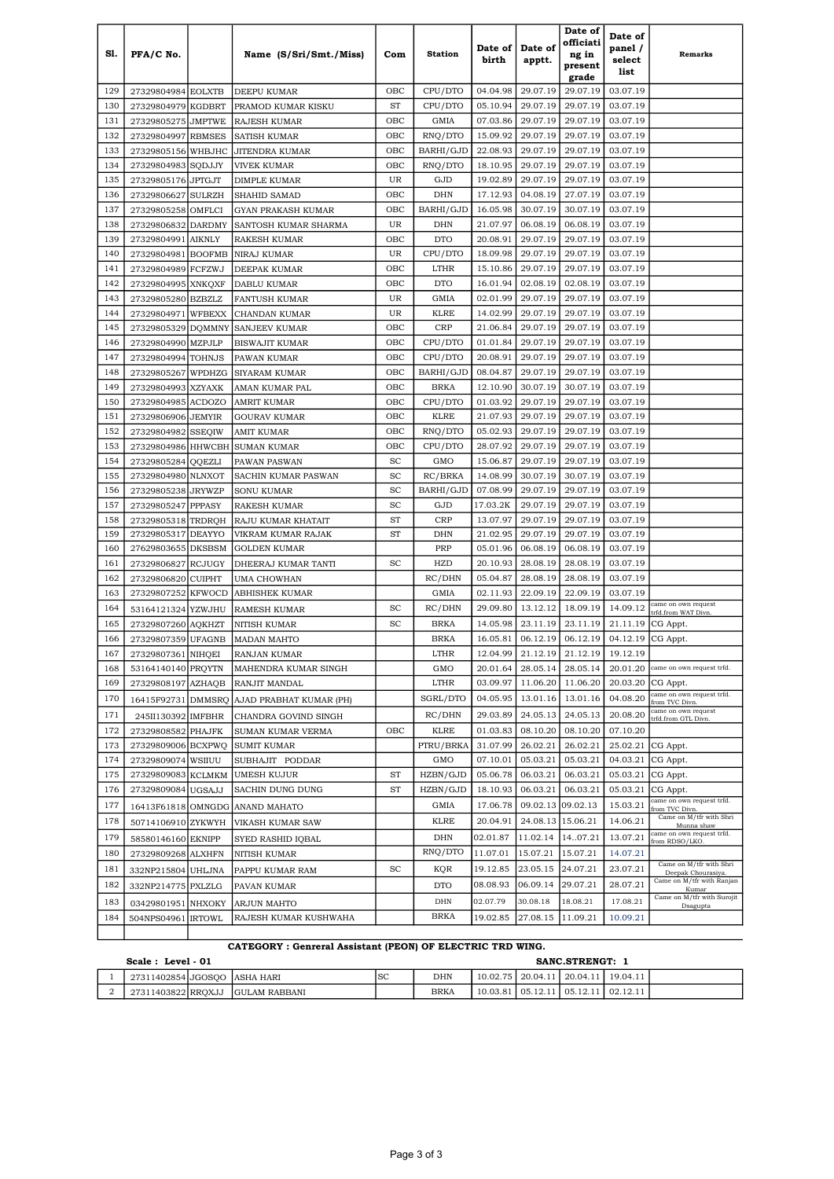| Sl. | PFA/C No. | | Name (S/Sri/Smt./Miss) | Com | Station | Date of birth | Date of apptt. | Date of officiating in present grade | Date of panel / select list | Remarks |
|---|---|---|---|---|---|---|---|---|---|---|
| 129 | 27329804984 | EOLXTB | DEEPU KUMAR | OBC | CPU/DTO | 04.04.98 | 29.07.19 | 29.07.19 | 03.07.19 | |
| 130 | 27329804979 | KGDBRT | PRAMOD KUMAR KISKU | ST | CPU/DTO | 05.10.94 | 29.07.19 | 29.07.19 | 03.07.19 | |
| 131 | 27329805275 | JMPTWE | RAJESH KUMAR | OBC | GMIA | 07.03.86 | 29.07.19 | 29.07.19 | 03.07.19 | |
| 132 | 27329804997 | RBMSES | SATISH KUMAR | OBC | RNQ/DTO | 15.09.92 | 29.07.19 | 29.07.19 | 03.07.19 | |
| 133 | 27329805156 | WHBJHC | JITENDRA KUMAR | OBC | BARHI/GJD | 22.08.93 | 29.07.19 | 29.07.19 | 03.07.19 | |
| 134 | 27329804983 | SQDJJY | VIVEK KUMAR | OBC | RNQ/DTO | 18.10.95 | 29.07.19 | 29.07.19 | 03.07.19 | |
| 135 | 27329805176 | JPTGJT | DIMPLE KUMAR | UR | GJD | 19.02.89 | 29.07.19 | 29.07.19 | 03.07.19 | |
| 136 | 27329806627 | SULRZH | SHAHID SAMAD | OBC | DHN | 17.12.93 | 04.08.19 | 27.07.19 | 03.07.19 | |
| 137 | 27329805258 | OMFLCI | GYAN PRAKASH KUMAR | OBC | BARHI/GJD | 16.05.98 | 30.07.19 | 30.07.19 | 03.07.19 | |
| 138 | 27329806832 | DARDMY | SANTOSH KUMAR SHARMA | UR | DHN | 21.07.97 | 06.08.19 | 06.08.19 | 03.07.19 | |
| 139 | 27329804991 | AIKNLY | RAKESH KUMAR | OBC | DTO | 20.08.91 | 29.07.19 | 29.07.19 | 03.07.19 | |
| 140 | 27329804981 | BOOFMB | NIRAJ KUMAR | UR | CPU/DTO | 18.09.98 | 29.07.19 | 29.07.19 | 03.07.19 | |
| 141 | 27329804989 | FCFZWJ | DEEPAK KUMAR | OBC | LTHR | 15.10.86 | 29.07.19 | 29.07.19 | 03.07.19 | |
| 142 | 27329804995 | XNKQXF | DABLU KUMAR | OBC | DTO | 16.01.94 | 02.08.19 | 02.08.19 | 03.07.19 | |
| 143 | 27329805280 | BZBZLZ | FANTUSH KUMAR | UR | GMIA | 02.01.99 | 29.07.19 | 29.07.19 | 03.07.19 | |
| 144 | 27329804971 | WFBEXX | CHANDAN KUMAR | UR | KLRE | 14.02.99 | 29.07.19 | 29.07.19 | 03.07.19 | |
| 145 | 27329805329 | DQMMNY | SANJEEV KUMAR | OBC | CRP | 21.06.84 | 29.07.19 | 29.07.19 | 03.07.19 | |
| 146 | 27329804990 | MZPJLP | BISWAJIT KUMAR | OBC | CPU/DTO | 01.01.84 | 29.07.19 | 29.07.19 | 03.07.19 | |
| 147 | 27329804994 | TOHNJS | PAWAN KUMAR | OBC | CPU/DTO | 20.08.91 | 29.07.19 | 29.07.19 | 03.07.19 | |
| 148 | 27329805267 | WPDHZG | SIYARAM KUMAR | OBC | BARHI/GJD | 08.04.87 | 29.07.19 | 29.07.19 | 03.07.19 | |
| 149 | 27329804993 | XZYAXK | AMAN KUMAR PAL | OBC | BRKA | 12.10.90 | 30.07.19 | 30.07.19 | 03.07.19 | |
| 150 | 27329804985 | ACDOZO | AMRIT KUMAR | OBC | CPU/DTO | 01.03.92 | 29.07.19 | 29.07.19 | 03.07.19 | |
| 151 | 27329806906 | JEMYIR | GOURAV KUMAR | OBC | KLRE | 21.07.93 | 29.07.19 | 29.07.19 | 03.07.19 | |
| 152 | 27329804982 | SSEQIW | AMIT KUMAR | OBC | RNQ/DTO | 05.02.93 | 29.07.19 | 29.07.19 | 03.07.19 | |
| 153 | 27329804986 | HHWCBH | SUMAN KUMAR | OBC | CPU/DTO | 28.07.92 | 29.07.19 | 29.07.19 | 03.07.19 | |
| 154 | 27329805284 | QQEZLI | PAWAN PASWAN | SC | GMO | 15.06.87 | 29.07.19 | 29.07.19 | 03.07.19 | |
| 155 | 27329804980 | NLNXOT | SACHIN KUMAR PASWAN | SC | RC/BRKA | 14.08.99 | 30.07.19 | 30.07.19 | 03.07.19 | |
| 156 | 27329805238 | JRYWZP | SONU KUMAR | SC | BARHI/GJD | 07.08.99 | 29.07.19 | 29.07.19 | 03.07.19 | |
| 157 | 27329805247 | PPPASY | RAKESH KUMAR | SC | GJD | 17.03.2K | 29.07.19 | 29.07.19 | 03.07.19 | |
| 158 | 27329805318 | TRDRQH | RAJU KUMAR KHATAIT | ST | CRP | 13.07.97 | 29.07.19 | 29.07.19 | 03.07.19 | |
| 159 | 27329805317 | DEAYYO | VIKRAM KUMAR RAJAK | ST | DHN | 21.02.95 | 29.07.19 | 29.07.19 | 03.07.19 | |
| 160 | 27629803655 | DKSBSM | GOLDEN KUMAR | | PRP | 05.01.96 | 06.08.19 | 06.08.19 | 03.07.19 | |
| 161 | 27329806827 | RCJUGY | DHEERAJ KUMAR TANTI | SC | HZD | 20.10.93 | 28.08.19 | 28.08.19 | 03.07.19 | |
| 162 | 27329806820 | CUIPHT | UMA CHOWHAN | | RC/DHN | 05.04.87 | 28.08.19 | 28.08.19 | 03.07.19 | |
| 163 | 27329807252 | KFWOCD | ABHISHEK KUMAR | | GMIA | 02.11.93 | 22.09.19 | 22.09.19 | 03.07.19 | |
| 164 | 53164121324 | YZWJHU | RAMESH KUMAR | SC | RC/DHN | 29.09.80 | 13.12.12 | 18.09.19 | 14.09.12 | came on own request trfd.from WAT Divn. |
| 165 | 27329807260 | AQKHZT | NITISH KUMAR | SC | BRKA | 14.05.98 | 23.11.19 | 23.11.19 | 21.11.19 | CG Appt. |
| 166 | 27329807359 | UFAGNB | MADAN MAHTO | | BRKA | 16.05.81 | 06.12.19 | 06.12.19 | 04.12.19 | CG Appt. |
| 167 | 27329807361 | NIHQEI | RANJAN KUMAR | | LTHR | 12.04.99 | 21.12.19 | 21.12.19 | 19.12.19 | |
| 168 | 53164140140 | PRQYTN | MAHENDRA KUMAR SINGH | | GMO | 20.01.64 | 28.05.14 | 28.05.14 | 20.01.20 | came on own request trfd. |
| 169 | 27329808197 | AZHAQB | RANJIT MANDAL | | LTHR | 03.09.97 | 11.06.20 | 11.06.20 | 20.03.20 | CG Appt. |
| 170 | 16415F92731 | DMMSRQ | AJAD PRABHAT KUMAR (PH) | | SGRL/DTO | 04.05.95 | 13.01.16 | 13.01.16 | 04.08.20 | came on own request trfd. from TVC Divn. |
| 171 | 245II130392 | IMFBHR | CHANDRA GOVIND SINGH | | RC/DHN | 29.03.89 | 24.05.13 | 24.05.13 | 20.08.20 | came on own request trfd.from GTL Divn. |
| 172 | 27329808582 | PHAJFK | SUMAN KUMAR VERMA | OBC | KLRE | 01.03.83 | 08.10.20 | 08.10.20 | 07.10.20 | |
| 173 | 27329809006 | BCXPWQ | SUMIT KUMAR | | PTRU/BRKA | 31.07.99 | 26.02.21 | 26.02.21 | 25.02.21 | CG Appt. |
| 174 | 27329809074 | WSIIUU | SUBHAJIT PODDAR | | GMO | 07.10.01 | 05.03.21 | 05.03.21 | 04.03.21 | CG Appt. |
| 175 | 27329809083 | KCLMKM | UMESH KUJUR | ST | HZBN/GJD | 05.06.78 | 06.03.21 | 06.03.21 | 05.03.21 | CG Appt. |
| 176 | 27329809084 | UGSAJJ | SACHIN DUNG DUNG | ST | HZBN/GJD | 18.10.93 | 06.03.21 | 06.03.21 | 05.03.21 | CG Appt. |
| 177 | 16413F61818 | OMNGDG | ANAND MAHATO | | GMIA | 17.06.78 | 09.02.13 | 09.02.13 | 15.03.21 | came on own request trfd. from TVC Divn. |
| 178 | 50714106910 | ZYKWYH | VIKASH KUMAR SAW | | KLRE | 20.04.91 | 24.08.13 | 15.06.21 | 14.06.21 | Came on M/tfr with Shri Munna shaw |
| 179 | 58580146160 | EKNIPP | SYED RASHID IQBAL | | DHN | 02.01.87 | 11.02.14 | 14..07.21 | 13.07.21 | came on own request trfd. from RDSO/LKO. |
| 180 | 27329809268 | ALXHFN | NITISH KUMAR | | RNQ/DTO | 11.07.01 | 15.07.21 | 15.07.21 | 14.07.21 | |
| 181 | 332NP215804 | UHLJNA | PAPPU KUMAR RAM | SC | KQR | 19.12.85 | 23.05.15 | 24.07.21 | 23.07.21 | Came on M/tfr with Shri Deepak Chourasiya. |
| 182 | 332NP214775 | PXLZLG | PAVAN KUMAR | | DTO | 08.08.93 | 06.09.14 | 29.07.21 | 28.07.21 | Came on M/tfr with Ranjan Kumar |
| 183 | 03429801951 | NHXOKY | ARJUN MAHTO | | DHN | 02.07.79 | 30.08.18 | 18.08.21 | 17.08.21 | Came on M/tfr with Surojit Dsagupta |
| 184 | 504NPS04961 | IRTOWL | RAJESH KUMAR KUSHWAHA | | BRKA | 19.02.85 | 27.08.15 | 11.09.21 | 10.09.21 | |

**CATEGORY : Genreral Assistant (PEON) OF ELECTRIC TRD WING.**

**Scale : Level - 01** **SANC.STRENGT: 1**

| Sl. | PFA/C No. | | Name (S/Sri/Smt./Miss) | Com | Station | Date of birth | Date of apptt. | Date of officiating in present grade | Date of panel / select list | Remarks |
|---|---|---|---|---|---|---|---|---|---|---|
| 1 | 27311402854 | JGOSQO | ASHA HARI | SC | DHN | 10.02.75 | 20.04.11 | 20.04.11 | 19.04.11 | |
| 2 | 27311403822 | RRQXJJ | GULAM RABBANI | | BRKA | 10.03.81 | 05.12.11 | 05.12.11 | 02.12.11 | |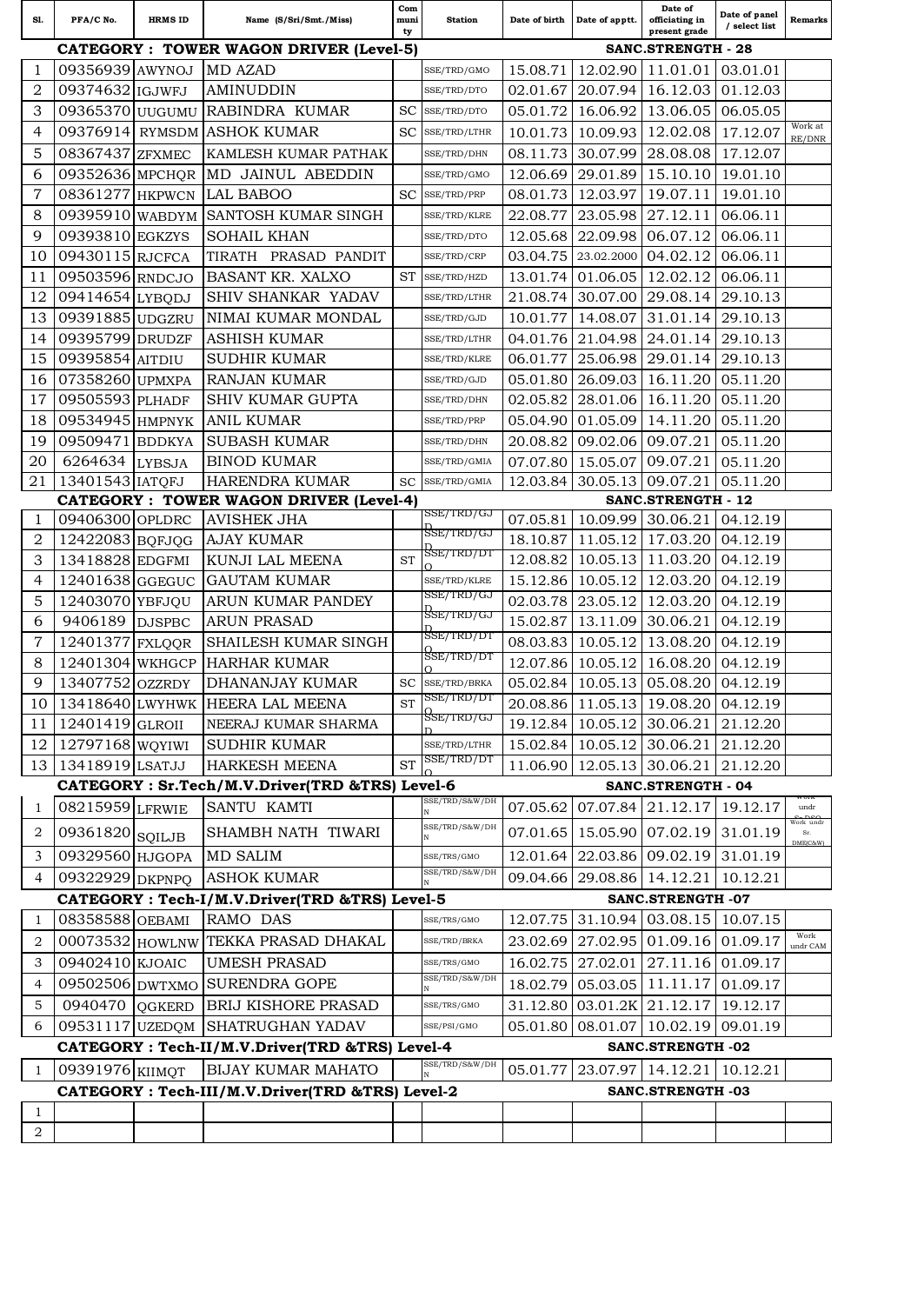| Sl. | PFA/C No. | HRMS ID | Name (S/Sri/Smt./Miss) | Com muni ty | Station | Date of birth | Date of apptt. | Date of officiating in present grade | Date of panel / select list | Remarks |
|---|---|---|---|---|---|---|---|---|---|---|
| **CATEGORY : TOWER WAGON DRIVER (Level-5)** | | | | | | | **SANC.STRENGTH - 28** | | | |
| 1 | 09356939 | AWYNOJ | MD AZAD | | SSE/TRD/GMO | 15.08.71 | 12.02.90 | 11.01.01 | 03.01.01 | |
| 2 | 09374632 | IGJWFJ | AMINUDDIN | | SSE/TRD/DTO | 02.01.67 | 20.07.94 | 16.12.03 | 01.12.03 | |
| 3 | 09365370 | UUGUMU | RABINDRA KUMAR | SC | SSE/TRD/DTO | 05.01.72 | 16.06.92 | 13.06.05 | 06.05.05 | |
| 4 | 09376914 | RYMSDM | ASHOK KUMAR | SC | SSE/TRD/LTHR | 10.01.73 | 10.09.93 | 12.02.08 | 17.12.07 | Work at RE/DNR |
| 5 | 08367437 | ZFXMEC | KAMLESH KUMAR PATHAK | | SSE/TRD/DHN | 08.11.73 | 30.07.99 | 28.08.08 | 17.12.07 | |
| 6 | 09352636 | MPCHQR | MD JAINUL ABEDDIN | | SSE/TRD/GMO | 12.06.69 | 29.01.89 | 15.10.10 | 19.01.10 | |
| 7 | 08361277 | HKPWCN | LAL BABOO | SC | SSE/TRD/PRP | 08.01.73 | 12.03.97 | 19.07.11 | 19.01.10 | |
| 8 | 09395910 | WABDYM | SANTOSH KUMAR SINGH | | SSE/TRD/KLRE | 22.08.77 | 23.05.98 | 27.12.11 | 06.06.11 | |
| 9 | 09393810 | EGKZYS | SOHAIL KHAN | | SSE/TRD/DTO | 12.05.68 | 22.09.98 | 06.07.12 | 06.06.11 | |
| 10 | 09430115 | RJCFCA | TIRATH PRASAD PANDIT | | SSE/TRD/CRP | 03.04.75 | 23.02.2000 | 04.02.12 | 06.06.11 | |
| 11 | 09503596 | RNDCJO | BASANT KR. XALXO | ST | SSE/TRD/HZD | 13.01.74 | 01.06.05 | 12.02.12 | 06.06.11 | |
| 12 | 09414654 | LYBQDJ | SHIV SHANKAR YADAV | | SSE/TRD/LTHR | 21.08.74 | 30.07.00 | 29.08.14 | 29.10.13 | |
| 13 | 09391885 | UDGZRU | NIMAI KUMAR MONDAL | | SSE/TRD/GJD | 10.01.77 | 14.08.07 | 31.01.14 | 29.10.13 | |
| 14 | 09395799 | DRUDZF | ASHISH KUMAR | | SSE/TRD/LTHR | 04.01.76 | 21.04.98 | 24.01.14 | 29.10.13 | |
| 15 | 09395854 | AITDIU | SUDHIR KUMAR | | SSE/TRD/KLRE | 06.01.77 | 25.06.98 | 29.01.14 | 29.10.13 | |
| 16 | 07358260 | UPMXPA | RANJAN KUMAR | | SSE/TRD/GJD | 05.01.80 | 26.09.03 | 16.11.20 | 05.11.20 | |
| 17 | 09505593 | PLHADF | SHIV KUMAR GUPTA | | SSE/TRD/DHN | 02.05.82 | 28.01.06 | 16.11.20 | 05.11.20 | |
| 18 | 09534945 | HMPNYK | ANIL KUMAR | | SSE/TRD/PRP | 05.04.90 | 01.05.09 | 14.11.20 | 05.11.20 | |
| 19 | 09509471 | BDDKYA | SUBASH KUMAR | | SSE/TRD/DHN | 20.08.82 | 09.02.06 | 09.07.21 | 05.11.20 | |
| 20 | 6264634 | LYBSJA | BINOD KUMAR | | SSE/TRD/GMIA | 07.07.80 | 15.05.07 | 09.07.21 | 05.11.20 | |
| 21 | 13401543 | IATQFJ | HARENDRA KUMAR | SC | SSE/TRD/GMIA | 12.03.84 | 30.05.13 | 09.07.21 | 05.11.20 | |
| **CATEGORY : TOWER WAGON DRIVER (Level-4)** | | | | | | | **SANC.STRENGTH - 12** | | | |
| 1 | 09406300 | OPLDRC | AVISHEK JHA | | SSE/TRD/GJD | 07.05.81 | 10.09.99 | 30.06.21 | 04.12.19 | |
| 2 | 12422083 | BQFJQG | AJAY KUMAR | | SSE/TRD/GJD | 18.10.87 | 11.05.12 | 17.03.20 | 04.12.19 | |
| 3 | 13418828 | EDGFMI | KUNJI LAL MEENA | ST | SSE/TRD/DTO | 12.08.82 | 10.05.13 | 11.03.20 | 04.12.19 | |
| 4 | 12401638 | GGEGUC | GAUTAM KUMAR | | SSE/TRD/KLRE | 15.12.86 | 10.05.12 | 12.03.20 | 04.12.19 | |
| 5 | 12403070 | YBFJQU | ARUN KUMAR PANDEY | | SSE/TRD/GJD | 02.03.78 | 23.05.12 | 12.03.20 | 04.12.19 | |
| 6 | 9406189 | DJSPBC | ARUN PRASAD | | SSE/TRD/GJD | 15.02.87 | 13.11.09 | 30.06.21 | 04.12.19 | |
| 7 | 12401377 | FXLQQR | SHAILESH KUMAR SINGH | | SSE/TRD/DTO | 08.03.83 | 10.05.12 | 13.08.20 | 04.12.19 | |
| 8 | 12401304 | WKHGCP | HARHAR KUMAR | | SSE/TRD/DTO | 12.07.86 | 10.05.12 | 16.08.20 | 04.12.19 | |
| 9 | 13407752 | OZZRDY | DHANANJAY KUMAR | SC | SSE/TRD/BRKA | 05.02.84 | 10.05.13 | 05.08.20 | 04.12.19 | |
| 10 | 13418640 | LWYHWK | HEERA LAL MEENA | ST | SSE/TRD/DTO | 20.08.86 | 11.05.13 | 19.08.20 | 04.12.19 | |
| 11 | 12401419 | GLROII | NEERAJ KUMAR SHARMA | | SSE/TRD/GJD | 19.12.84 | 10.05.12 | 30.06.21 | 21.12.20 | |
| 12 | 12797168 | WQYIWI | SUDHIR KUMAR | | SSE/TRD/LTHR | 15.02.84 | 10.05.12 | 30.06.21 | 21.12.20 | |
| 13 | 13418919 | LSATJJ | HARKESH MEENA | ST | SSE/TRD/DTO | 11.06.90 | 12.05.13 | 30.06.21 | 21.12.20 | |
| **CATEGORY : Sr.Tech/M.V.Driver(TRD &TRS) Level-6** | | | | | | | **SANC.STRENGTH - 04** | | | |
| 1 | 08215959 | LFRWIE | SANTU KAMTI | | SSE/TRD/S&W/DHN | 07.05.62 | 07.07.84 | 21.12.17 | 19.12.17 | Work undr Sr.DSO |
| 2 | 09361820 | SQILJB | SHAMBH NATH TIWARI | | SSE/TRD/S&W/DHN | 07.01.65 | 15.05.90 | 07.02.19 | 31.01.19 | Work undr Sr. DME(C&W) |
| 3 | 09329560 | HJGOPA | MD SALIM | | SSE/TRS/GMO | 12.01.64 | 22.03.86 | 09.02.19 | 31.01.19 | |
| 4 | 09322929 | DKPNPQ | ASHOK KUMAR | | SSE/TRD/S&W/DHN | 09.04.66 | 29.08.86 | 14.12.21 | 10.12.21 | |
| **CATEGORY : Tech-I/M.V.Driver(TRD &TRS) Level-5** | | | | | | | **SANC.STRENGTH -07** | | | |
| 1 | 08358588 | OEBAMI | RAMO DAS | | SSE/TRS/GMO | 12.07.75 | 31.10.94 | 03.08.15 | 10.07.15 | |
| 2 | 00073532 | HOWLNW | TEKKA PRASAD DHAKAL | | SSE/TRD/BRKA | 23.02.69 | 27.02.95 | 01.09.16 | 01.09.17 | Work undr CAM |
| 3 | 09402410 | KJOAIC | UMESH PRASAD | | SSE/TRS/GMO | 16.02.75 | 27.02.01 | 27.11.16 | 01.09.17 | |
| 4 | 09502506 | DWTXMO | SURENDRA GOPE | | SSE/TRD/S&W/DHN | 18.02.79 | 05.03.05 | 11.11.17 | 01.09.17 | |
| 5 | 0940470 | QGKERD | BRIJ KISHORE PRASAD | | SSE/TRS/GMO | 31.12.80 | 03.01.2K | 21.12.17 | 19.12.17 | |
| 6 | 09531117 | UZEDQM | SHATRUGHAN YADAV | | SSE/PSI/GMO | 05.01.80 | 08.01.07 | 10.02.19 | 09.01.19 | |
| **CATEGORY : Tech-II/M.V.Driver(TRD &TRS) Level-4** | | | | | | | **SANC.STRENGTH -02** | | | |
| 1 | 09391976 | KIIMQT | BIJAY KUMAR MAHATO | | SSE/TRD/S&W/DHN | 05.01.77 | 23.07.97 | 14.12.21 | 10.12.21 | |
| **CATEGORY : Tech-III/M.V.Driver(TRD &TRS) Level-2** | | | | | | | **SANC.STRENGTH -03** | | | |
| 1 | | | | | | | | | | |
| 2 | | | | | | | | | | |